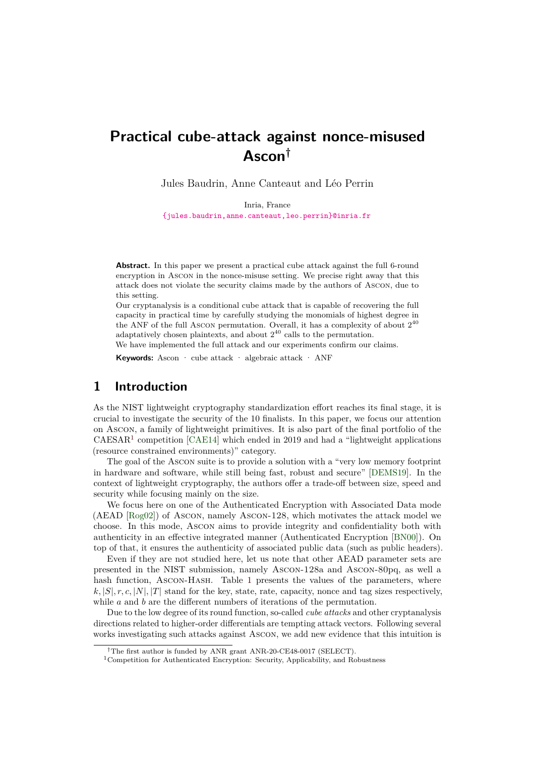# Practical cube-attack against nonce-misused Ascon[†]

Jules Baudrin, Anne Canteaut and Léo Perrin

Inria, France

{jules.baudrin,anne.canteaut,leo.perrin}@inria.fr

**Abstract.** In this paper we present a practical cube attack against the full 6-round encryption in Ascon in the nonce-misuse setting. We precise right away that this attack does not violate the security claims made by the authors of Ascon, due to this setting.

Our cryptanalysis is a conditional cube attack that is capable of recovering the full capacity in practical time by carefully studying the monomials of highest degree in the ANF of the full Ascon permutation. Overall, it has a complexity of about $2^{40}$ adaptatively chosen plaintexts, and about $2^{40}$ calls to the permutation.

We have implemented the full attack and our experiments confirm our claims.

**Keywords:** Ascon · cube attack · algebraic attack · ANF

## 1 Introduction

As the NIST lightweight cryptography standardization effort reaches its final stage, it is crucial to investigate the security of the 10 finalists. In this paper, we focus our attention on Ascon, a family of lightweight primitives. It is also part of the final portfolio of the CAESAR[1] competition [CAE14] which ended in 2019 and had a "lightweight applications (resource constrained environments)" category.

The goal of the Ascon suite is to provide a solution with a "very low memory footprint in hardware and software, while still being fast, robust and secure" [DEMS19]. In the context of lightweight cryptography, the authors offer a trade-off between size, speed and security while focusing mainly on the size.

We focus here on one of the Authenticated Encryption with Associated Data mode (AEAD [Rog02]) of Ascon, namely Ascon-128, which motivates the attack model we choose. In this mode, Ascon aims to provide integrity and confidentiality both with authenticity in an effective integrated manner (Authenticated Encryption [BN00]). On top of that, it ensures the authenticity of associated public data (such as public headers).

Even if they are not studied here, let us note that other AEAD parameter sets are presented in the NIST submission, namely Ascon-128a and Ascon-80pq, as well a hash function, Ascon-Hash. Table 1 presents the values of the parameters, where $k, |S|, r, c, |N|, |T|$ stand for the key, state, rate, capacity, nonce and tag sizes respectively, while $a$ and $b$ are the different numbers of iterations of the permutation.

Due to the low degree of its round function, so-called *cube attacks* and other cryptanalysis directions related to higher-order differentials are tempting attack vectors. Following several works investigating such attacks against Ascon, we add new evidence that this intuition is

[†]The first author is funded by ANR grant ANR-20-CE48-0017 (SELECT).

[1]Competition for Authenticated Encryption: Security, Applicability, and Robustness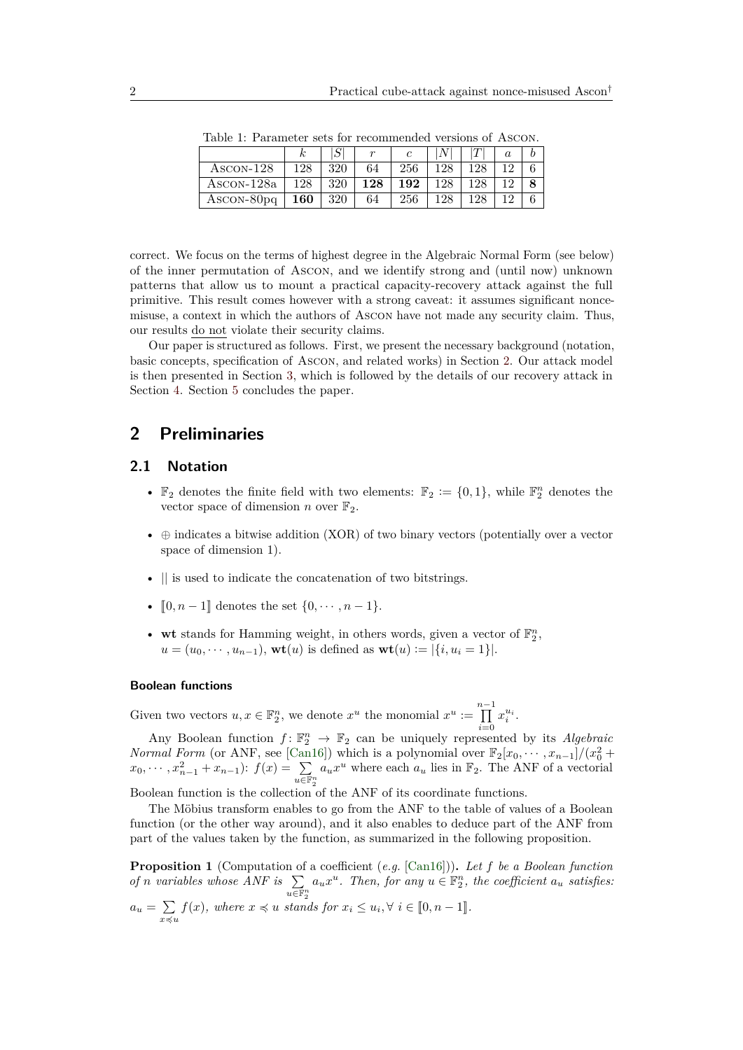Table 1: Parameter sets for recommended versions of Ascon.

| | $k$ | $\|S\|$ | $r$ | $c$ | $\|N\|$ | $\|T\|$ | $a$ | $b$ |
|---|---|---|---|---|---|---|---|---|
| Ascon-128 | 128 | 320 | 64 | 256 | 128 | 128 | 12 | 6 |
| Ascon-128a | 128 | 320 | **128** | **192** | 128 | 128 | 12 | **8** |
| Ascon-80pq | **160** | 320 | 64 | 256 | 128 | 128 | 12 | 6 |

correct. We focus on the terms of highest degree in the Algebraic Normal Form (see below) of the inner permutation of Ascon, and we identify strong and (until now) unknown patterns that allow us to mount a practical capacity-recovery attack against the full primitive. This result comes however with a strong caveat: it assumes significant nonce-misuse, a context in which the authors of Ascon have not made any security claim. Thus, our results do not violate their security claims.

Our paper is structured as follows. First, we present the necessary background (notation, basic concepts, specification of Ascon, and related works) in Section 2. Our attack model is then presented in Section 3, which is followed by the details of our recovery attack in Section 4. Section 5 concludes the paper.

## 2 Preliminaries

### 2.1 Notation

- $\mathbb{F}_2$ denotes the finite field with two elements: $\mathbb{F}_2 := \{0,1\}$, while $\mathbb{F}_2^n$ denotes the vector space of dimension $n$ over $\mathbb{F}_2$.
- $\oplus$ indicates a bitwise addition (XOR) of two binary vectors (potentially over a vector space of dimension 1).
- $||$ is used to indicate the concatenation of two bitstrings.
- $[\![0, n-1]\!]$ denotes the set $\{0, \cdots, n-1\}$.
- $\mathbf{wt}$ stands for Hamming weight, in others words, given a vector of $\mathbb{F}_2^n$, $u = (u_0, \cdots, u_{n-1})$, $\mathbf{wt}(u)$ is defined as $\mathbf{wt}(u) := |\{i, u_i = 1\}|$.

#### Boolean functions

Given two vectors $u, x \in \mathbb{F}_2^n$, we denote $x^u$ the monomial $x^u := \prod_{i=0}^{n-1} x_i^{u_i}$.

Any Boolean function $f\colon \mathbb{F}_2^n \to \mathbb{F}_2$ can be uniquely represented by its *Algebraic Normal Form* (or ANF, see [Can16]) which is a polynomial over $\mathbb{F}_2[x_0, \cdots, x_{n-1}]/(x_0^2 + x_0, \cdots, x_{n-1}^2 + x_{n-1})$: $f(x) = \sum_{u \in \mathbb{F}_2^n} a_u x^u$ where each $a_u$ lies in $\mathbb{F}_2$. The ANF of a vectorial Boolean function is the collection of the ANF of its coordinate functions.

The Möbius transform enables to go from the ANF to the table of values of a Boolean function (or the other way around), and it also enables to deduce part of the ANF from part of the values taken by the function, as summarized in the following proposition.

**Proposition 1** (Computation of a coefficient (*e.g.* [Can16]))**.** *Let $f$ be a Boolean function of $n$ variables whose ANF is $\sum_{u \in \mathbb{F}_2^n} a_u x^u$. Then, for any $u \in \mathbb{F}_2^n$, the coefficient $a_u$ satisfies: $a_u = \sum_{x \preccurlyeq u} f(x)$, where $x \preccurlyeq u$ stands for $x_i \leq u_i, \forall\ i \in [\![0, n-1]\!]$.*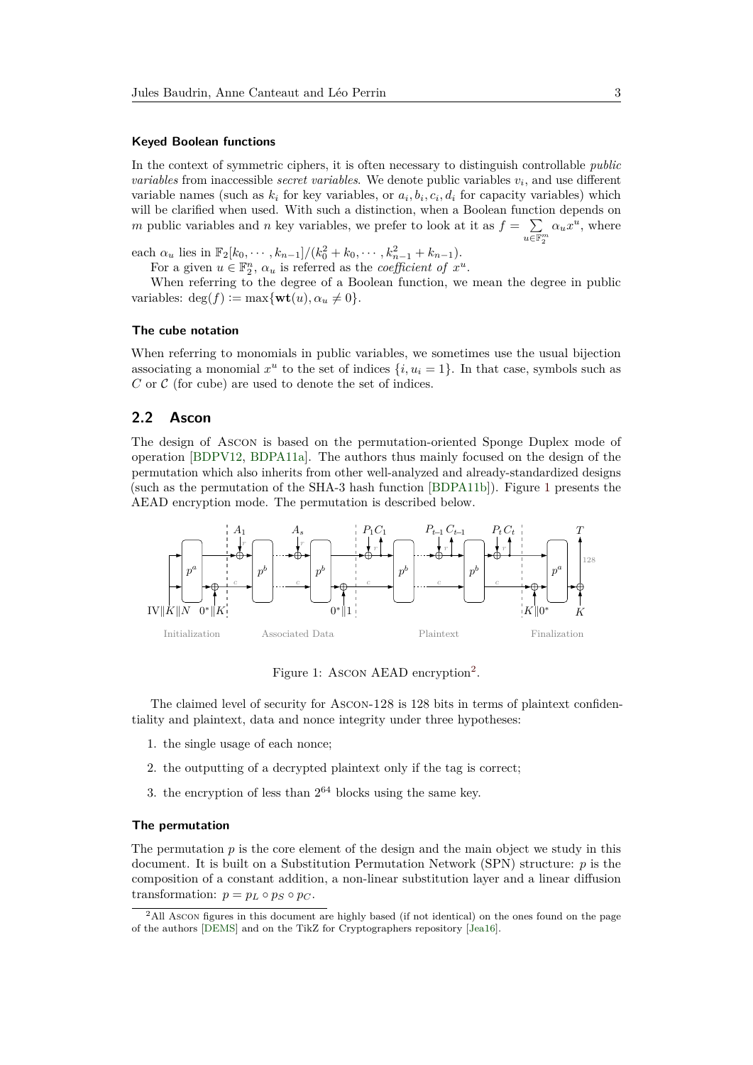### Keyed Boolean functions

In the context of symmetric ciphers, it is often necessary to distinguish controllable *public variables* from inaccessible *secret variables*. We denote public variables $v_i$, and use different variable names (such as $k_i$ for key variables, or $a_i, b_i, c_i, d_i$ for capacity variables) which will be clarified when used. With such a distinction, when a Boolean function depends on $m$ public variables and $n$ key variables, we prefer to look at it as $f = \sum_{u \in \mathbb{F}_2^m} \alpha_u x^u$, where each $\alpha_u$ lies in $\mathbb{F}_2[k_0, \cdots, k_{n-1}]/(k_0^2 + k_0, \cdots, k_{n-1}^2 + k_{n-1})$.

For a given $u \in \mathbb{F}_2^n$, $\alpha_u$ is referred as the *coefficient of* $x^u$.

When referring to the degree of a Boolean function, we mean the degree in public variables: $\deg(f) := \max\{\mathbf{wt}(u), \alpha_u \neq 0\}$.

### The cube notation

When referring to monomials in public variables, we sometimes use the usual bijection associating a monomial $x^u$ to the set of indices $\{i, u_i = 1\}$. In that case, symbols such as $C$ or $\mathcal{C}$ (for cube) are used to denote the set of indices.

## 2.2 Ascon

The design of Ascon is based on the permutation-oriented Sponge Duplex mode of operation [BDPV12, BDPA11a]. The authors thus mainly focused on the design of the permutation which also inherits from other well-analyzed and already-standardized designs (such as the permutation of the SHA-3 hash function [BDPA11b]). Figure 1 presents the AEAD encryption mode. The permutation is described below.

$A_1$ $A_s$ $P_1 C_1$ $P_{t-1} C_{t-1}$ $P_t C_t$ $T$
$r$ $r$ $r$ $r$ $r$
$p^a$ $p^b$ $p^b$ $p^b$ $p^b$ $p^a$
$c$ $c$ $c$ $c$ $c$
128
$\mathrm{IV}\|K\|N$ $0^*\|K$ $0^*\|1$ $K\|0^*$ $K$
Initialization Associated Data Plaintext Finalization

Figure 1: Ascon AEAD encryption[2].

The claimed level of security for Ascon-128 is 128 bits in terms of plaintext confidentiality and plaintext, data and nonce integrity under three hypotheses:

1. the single usage of each nonce;
2. the outputting of a decrypted plaintext only if the tag is correct;
3. the encryption of less than $2^{64}$ blocks using the same key.

### The permutation

The permutation $p$ is the core element of the design and the main object we study in this document. It is built on a Substitution Permutation Network (SPN) structure: $p$ is the composition of a constant addition, a non-linear substitution layer and a linear diffusion transformation: $p = p_L \circ p_S \circ p_C$.

[2]All Ascon figures in this document are highly based (if not identical) on the ones found on the page of the authors [DEMS] and on the TikZ for Cryptographers repository [Jea16].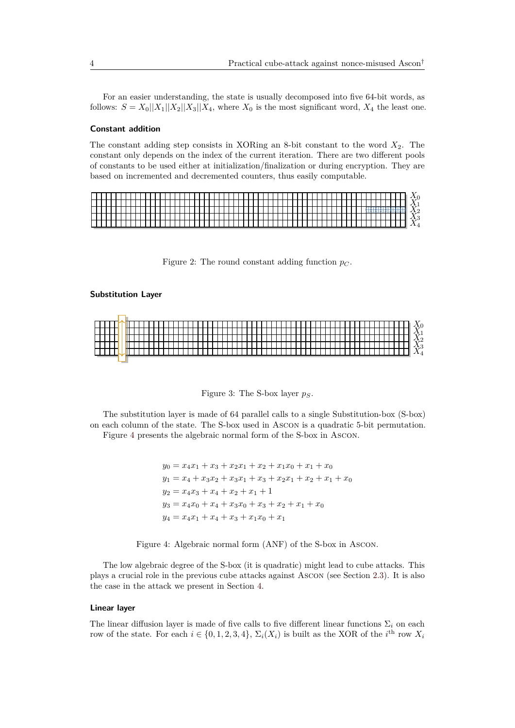For an easier understanding, the state is usually decomposed into five 64-bit words, as follows: $S = X_0||X_1||X_2||X_3||X_4$, where $X_0$ is the most significant word, $X_4$ the least one.

#### Constant addition

The constant adding step consists in XORing an 8-bit constant to the word $X_2$. The constant only depends on the index of the current iteration. There are two different pools of constants to be used either at initialization/finalization or during encryption. They are based on incremented and decremented counters, thus easily computable.

$X_0$
$X_1$
$X_2$
$X_3$
$X_4$

Figure 2: The round constant adding function $p_C$.

#### Substitution Layer

$X_0$
$X_1$
$X_2$
$X_3$
$X_4$

Figure 3: The S-box layer $p_S$.

The substitution layer is made of 64 parallel calls to a single Substitution-box (S-box) on each column of the state. The S-box used in Ascon is a quadratic 5-bit permutation. Figure 4 presents the algebraic normal form of the S-box in Ascon.

$$
\begin{aligned}
y_0 &= x_4x_1 + x_3 + x_2x_1 + x_2 + x_1x_0 + x_1 + x_0 \\
y_1 &= x_4 + x_3x_2 + x_3x_1 + x_3 + x_2x_1 + x_2 + x_1 + x_0 \\
y_2 &= x_4x_3 + x_4 + x_2 + x_1 + 1 \\
y_3 &= x_4x_0 + x_4 + x_3x_0 + x_3 + x_2 + x_1 + x_0 \\
y_4 &= x_4x_1 + x_4 + x_3 + x_1x_0 + x_1
\end{aligned}
$$

Figure 4: Algebraic normal form (ANF) of the S-box in Ascon.

The low algebraic degree of the S-box (it is quadratic) might lead to cube attacks. This plays a crucial role in the previous cube attacks against Ascon (see Section 2.3). It is also the case in the attack we present in Section 4.

#### Linear layer

The linear diffusion layer is made of five calls to five different linear functions $\Sigma_i$ on each row of the state. For each $i \in \{0, 1, 2, 3, 4\}$, $\Sigma_i(X_i)$ is built as the XOR of the $i^{\text{th}}$ row $X_i$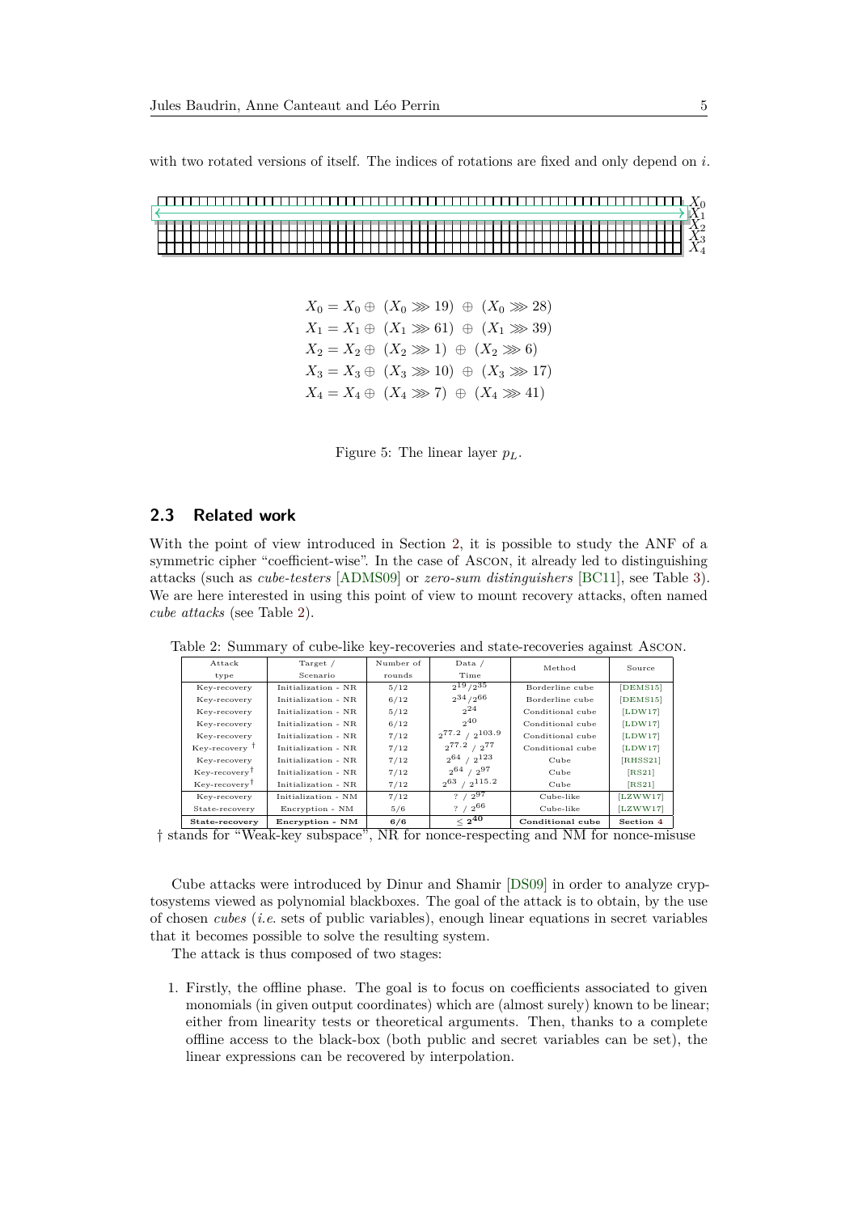with two rotated versions of itself. The indices of rotations are fixed and only depend on $i$.

$X_0$
$X_1$
$X_2$
$X_3$
$X_4$

$$X_0 = X_0 \oplus (X_0 \ggg 19) \oplus (X_0 \ggg 28)$$
$$X_1 = X_1 \oplus (X_1 \ggg 61) \oplus (X_1 \ggg 39)$$
$$X_2 = X_2 \oplus (X_2 \ggg 1) \oplus (X_2 \ggg 6)$$
$$X_3 = X_3 \oplus (X_3 \ggg 10) \oplus (X_3 \ggg 17)$$
$$X_4 = X_4 \oplus (X_4 \ggg 7) \oplus (X_4 \ggg 41)$$

Figure 5: The linear layer $p_L$.

## 2.3 Related work

With the point of view introduced in Section 2, it is possible to study the ANF of a symmetric cipher "coefficient-wise". In the case of Ascon, it already led to distinguishing attacks (such as *cube-testers* [ADMS09] or *zero-sum distinguishers* [BC11], see Table 3). We are here interested in using this point of view to mount recovery attacks, often named *cube attacks* (see Table 2).

Table 2: Summary of cube-like key-recoveries and state-recoveries against Ascon.

| Attack type | Target / Scenario | Number of rounds | Data / Time | Method | Source |
|---|---|---|---|---|---|
| Key-recovery | Initialization - NR | 5/12 | $2^{19}/2^{35}$ | Borderline cube | [DEMS15] |
| Key-recovery | Initialization - NR | 6/12 | $2^{34}/2^{66}$ | Borderline cube | [DEMS15] |
| Key-recovery | Initialization - NR | 5/12 | $2^{24}$ | Conditional cube | [LDW17] |
| Key-recovery | Initialization - NR | 6/12 | $2^{40}$ | Conditional cube | [LDW17] |
| Key-recovery | Initialization - NR | 7/12 | $2^{77.2}$ / $2^{103.9}$ | Conditional cube | [LDW17] |
| Key-recovery † | Initialization - NR | 7/12 | $2^{77.2}$ / $2^{77}$ | Conditional cube | [LDW17] |
| Key-recovery | Initialization - NR | 7/12 | $2^{64}$ / $2^{123}$ | Cube | [RHSS21] |
| Key-recovery† | Initialization - NR | 7/12 | $2^{64}$ / $2^{97}$ | Cube | [RS21] |
| Key-recovery† | Initialization - NR | 7/12 | $2^{63}$ / $2^{115.2}$ | Cube | [RS21] |
| Key-recovery | Initialization - NM | 7/12 | ? / $2^{97}$ | Cube-like | [LZWW17] |
| State-recovery | Encryption - NM | 5/6 | ? / $2^{66}$ | Cube-like | [LZWW17] |
| **State-recovery** | **Encryption - NM** | **6/6** | $\leq \mathbf{2^{40}}$ | **Conditional cube** | **Section 4** |

† stands for "Weak-key subspace", NR for nonce-respecting and NM for nonce-misuse

Cube attacks were introduced by Dinur and Shamir [DS09] in order to analyze cryptosystems viewed as polynomial blackboxes. The goal of the attack is to obtain, by the use of chosen *cubes* (*i.e.* sets of public variables), enough linear equations in secret variables that it becomes possible to solve the resulting system.

The attack is thus composed of two stages:

1. Firstly, the offline phase. The goal is to focus on coefficients associated to given monomials (in given output coordinates) which are (almost surely) known to be linear; either from linearity tests or theoretical arguments. Then, thanks to a complete offline access to the black-box (both public and secret variables can be set), the linear expressions can be recovered by interpolation.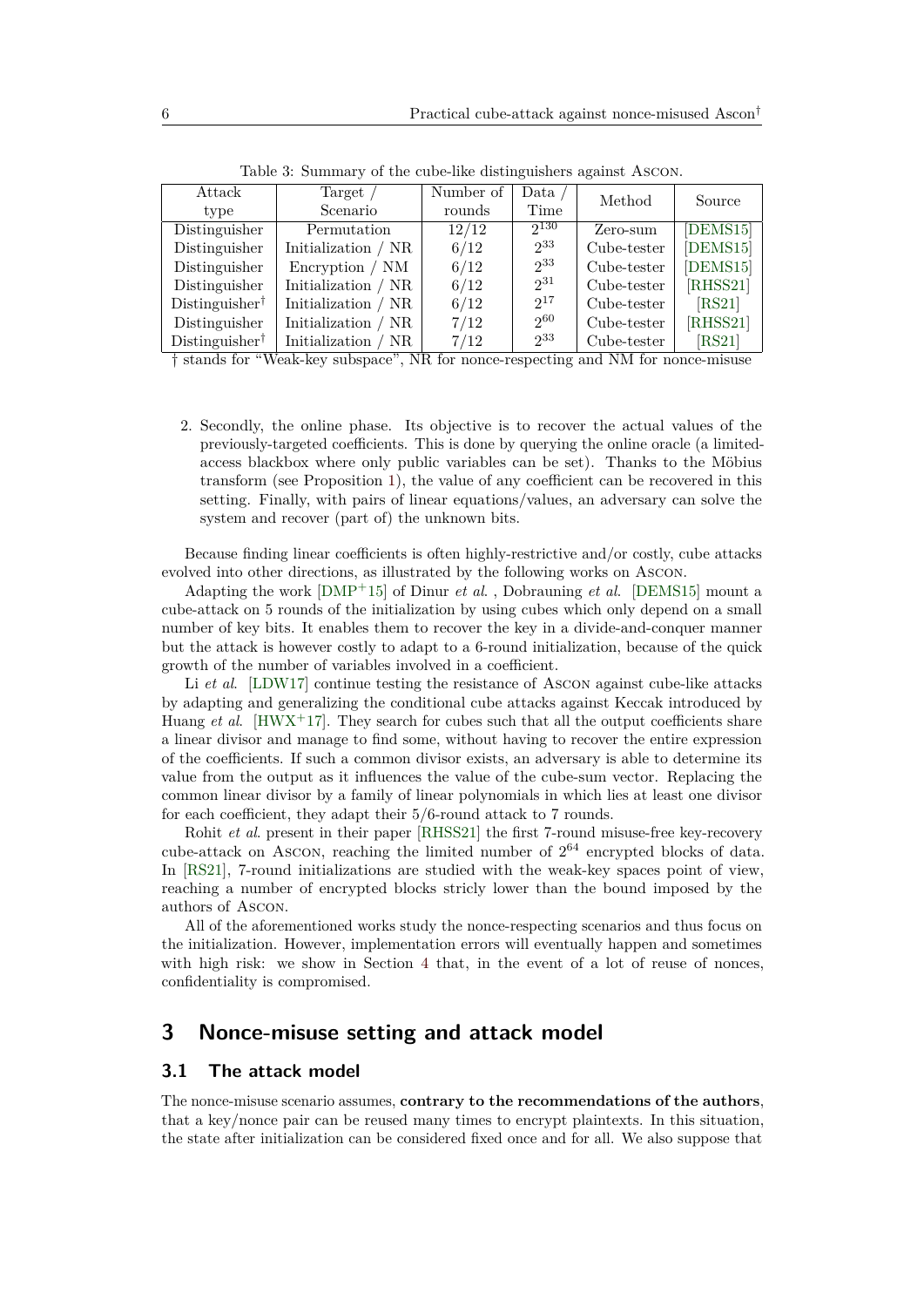Table 3: Summary of the cube-like distinguishers against Ascon.

| Attack type | Target / Scenario | Number of rounds | Data / Time | Method | Source |
|---|---|---|---|---|---|
| Distinguisher | Permutation | 12/12 | $2^{130}$ | Zero-sum | [DEMS15] |
| Distinguisher | Initialization / NR | 6/12 | $2^{33}$ | Cube-tester | [DEMS15] |
| Distinguisher | Encryption / NM | 6/12 | $2^{33}$ | Cube-tester | [DEMS15] |
| Distinguisher | Initialization / NR | 6/12 | $2^{31}$ | Cube-tester | [RHSS21] |
| Distinguisher† | Initialization / NR | 6/12 | $2^{17}$ | Cube-tester | [RS21] |
| Distinguisher | Initialization / NR | 7/12 | $2^{60}$ | Cube-tester | [RHSS21] |
| Distinguisher† | Initialization / NR | 7/12 | $2^{33}$ | Cube-tester | [RS21] |

† stands for "Weak-key subspace", NR for nonce-respecting and NM for nonce-misuse

2. Secondly, the online phase. Its objective is to recover the actual values of the previously-targeted coefficients. This is done by querying the online oracle (a limited-access blackbox where only public variables can be set). Thanks to the Möbius transform (see Proposition 1), the value of any coefficient can be recovered in this setting. Finally, with pairs of linear equations/values, an adversary can solve the system and recover (part of) the unknown bits.

Because finding linear coefficients is often highly-restrictive and/or costly, cube attacks evolved into other directions, as illustrated by the following works on Ascon.

Adapting the work [DMP+15] of Dinur *et al.* , Dobrauning *et al.* [DEMS15] mount a cube-attack on 5 rounds of the initialization by using cubes which only depend on a small number of key bits. It enables them to recover the key in a divide-and-conquer manner but the attack is however costly to adapt to a 6-round initialization, because of the quick growth of the number of variables involved in a coefficient.

Li *et al.* [LDW17] continue testing the resistance of Ascon against cube-like attacks by adapting and generalizing the conditional cube attacks against Keccak introduced by Huang *et al.* [HWX+17]. They search for cubes such that all the output coefficients share a linear divisor and manage to find some, without having to recover the entire expression of the coefficients. If such a common divisor exists, an adversary is able to determine its value from the output as it influences the value of the cube-sum vector. Replacing the common linear divisor by a family of linear polynomials in which lies at least one divisor for each coefficient, they adapt their 5/6-round attack to 7 rounds.

Rohit *et al.* present in their paper [RHSS21] the first 7-round misuse-free key-recovery cube-attack on Ascon, reaching the limited number of $2^{64}$ encrypted blocks of data. In [RS21], 7-round initializations are studied with the weak-key spaces point of view, reaching a number of encrypted blocks stricly lower than the bound imposed by the authors of Ascon.

All of the aforementioned works study the nonce-respecting scenarios and thus focus on the initialization. However, implementation errors will eventually happen and sometimes with high risk: we show in Section 4 that, in the event of a lot of reuse of nonces, confidentiality is compromised.

# 3 Nonce-misuse setting and attack model

## 3.1 The attack model

The nonce-misuse scenario assumes, **contrary to the recommendations of the authors**, that a key/nonce pair can be reused many times to encrypt plaintexts. In this situation, the state after initialization can be considered fixed once and for all. We also suppose that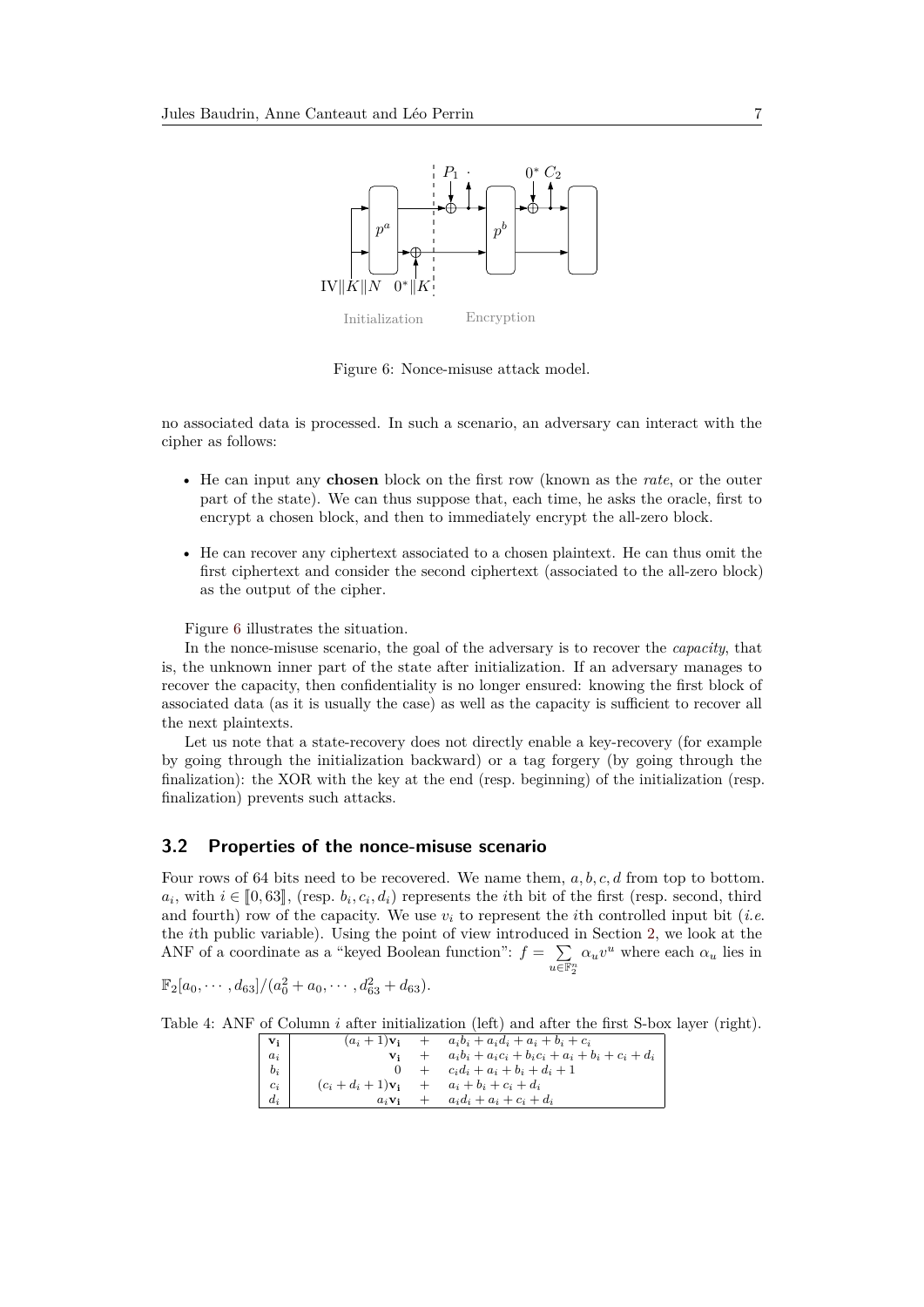P₁ ·    0* C₂

$p^a$    $p^b$

IV‖K‖N   0*‖K

Initialization    Encryption

Figure 6: Nonce-misuse attack model.

no associated data is processed. In such a scenario, an adversary can interact with the cipher as follows:

- He can input any **chosen** block on the first row (known as the *rate*, or the outer part of the state). We can thus suppose that, each time, he asks the oracle, first to encrypt a chosen block, and then to immediately encrypt the all-zero block.
- He can recover any ciphertext associated to a chosen plaintext. He can thus omit the first ciphertext and consider the second ciphertext (associated to the all-zero block) as the output of the cipher.

Figure 6 illustrates the situation.

In the nonce-misuse scenario, the goal of the adversary is to recover the *capacity*, that is, the unknown inner part of the state after initialization. If an adversary manages to recover the capacity, then confidentiality is no longer ensured: knowing the first block of associated data (as it is usually the case) as well as the capacity is sufficient to recover all the next plaintexts.

Let us note that a state-recovery does not directly enable a key-recovery (for example by going through the initialization backward) or a tag forgery (by going through the finalization): the XOR with the key at the end (resp. beginning) of the initialization (resp. finalization) prevents such attacks.

## 3.2 Properties of the nonce-misuse scenario

Four rows of 64 bits need to be recovered. We name them, $a, b, c, d$ from top to bottom. $a_i$, with $i \in [\![0, 63]\!]$, (resp. $b_i, c_i, d_i$) represents the $i$th bit of the first (resp. second, third and fourth) row of the capacity. We use $v_i$ to represent the $i$th controlled input bit (*i.e.* the $i$th public variable). Using the point of view introduced in Section 2, we look at the ANF of a coordinate as a "keyed Boolean function": $f = \sum_{u \in \mathbb{F}_2^n} \alpha_u v^u$ where each $\alpha_u$ lies in $\mathbb{F}_2[a_0, \cdots, d_{63}]/(a_0^2 + a_0, \cdots, d_{63}^2 + d_{63})$.

Table 4: ANF of Column $i$ after initialization (left) and after the first S-box layer (right).

| | | | |
|---|---|---|---|
| $\mathbf{v_i}$ | $(a_i + 1)\mathbf{v_i}$ | + | $a_i b_i + a_i d_i + a_i + b_i + c_i$ |
| $a_i$ | $\mathbf{v_i}$ | + | $a_i b_i + a_i c_i + b_i c_i + a_i + b_i + c_i + d_i$ |
| $b_i$ | $0$ | + | $c_i d_i + a_i + b_i + d_i + 1$ |
| $c_i$ | $(c_i + d_i + 1)\mathbf{v_i}$ | + | $a_i + b_i + c_i + d_i$ |
| $d_i$ | $a_i \mathbf{v_i}$ | + | $a_i d_i + a_i + c_i + d_i$ |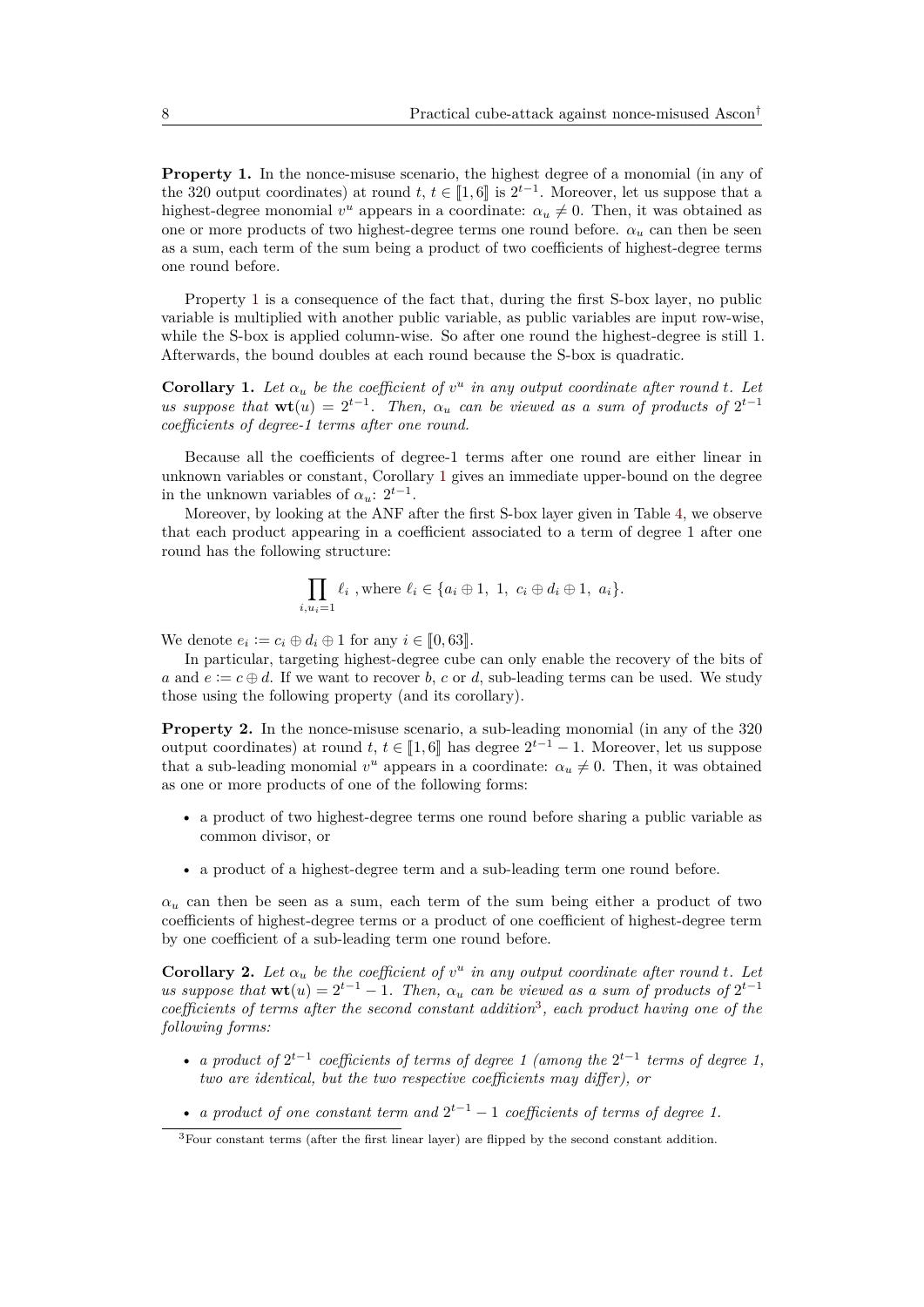**Property 1.** In the nonce-misuse scenario, the highest degree of a monomial (in any of the 320 output coordinates) at round $t$, $t \in [\![1, 6]\!]$ is $2^{t-1}$. Moreover, let us suppose that a highest-degree monomial $v^u$ appears in a coordinate: $\alpha_u \neq 0$. Then, it was obtained as one or more products of two highest-degree terms one round before. $\alpha_u$ can then be seen as a sum, each term of the sum being a product of two coefficients of highest-degree terms one round before.

Property 1 is a consequence of the fact that, during the first S-box layer, no public variable is multiplied with another public variable, as public variables are input row-wise, while the S-box is applied column-wise. So after one round the highest-degree is still 1. Afterwards, the bound doubles at each round because the S-box is quadratic.

**Corollary 1.** *Let $\alpha_u$ be the coefficient of $v^u$ in any output coordinate after round $t$. Let us suppose that $\mathbf{wt}(u) = 2^{t-1}$. Then, $\alpha_u$ can be viewed as a sum of products of $2^{t-1}$ coefficients of degree-1 terms after one round.*

Because all the coefficients of degree-1 terms after one round are either linear in unknown variables or constant, Corollary 1 gives an immediate upper-bound on the degree in the unknown variables of $\alpha_u$: $2^{t-1}$.

Moreover, by looking at the ANF after the first S-box layer given in Table 4, we observe that each product appearing in a coefficient associated to a term of degree 1 after one round has the following structure:

$$\prod_{i, u_i = 1} \ell_i \text{ , where } \ell_i \in \{a_i \oplus 1,\ 1,\ c_i \oplus d_i \oplus 1,\ a_i\}.$$

We denote $e_i := c_i \oplus d_i \oplus 1$ for any $i \in [\![0, 63]\!]$.

In particular, targeting highest-degree cube can only enable the recovery of the bits of $a$ and $e := c \oplus d$. If we want to recover $b$, $c$ or $d$, sub-leading terms can be used. We study those using the following property (and its corollary).

**Property 2.** In the nonce-misuse scenario, a sub-leading monomial (in any of the 320 output coordinates) at round $t$, $t \in [\![1, 6]\!]$ has degree $2^{t-1} - 1$. Moreover, let us suppose that a sub-leading monomial $v^u$ appears in a coordinate: $\alpha_u \neq 0$. Then, it was obtained as one or more products of one of the following forms:

- a product of two highest-degree terms one round before sharing a public variable as common divisor, or
- a product of a highest-degree term and a sub-leading term one round before.

$\alpha_u$ can then be seen as a sum, each term of the sum being either a product of two coefficients of highest-degree terms or a product of one coefficient of highest-degree term by one coefficient of a sub-leading term one round before.

**Corollary 2.** *Let $\alpha_u$ be the coefficient of $v^u$ in any output coordinate after round $t$. Let us suppose that $\mathbf{wt}(u) = 2^{t-1} - 1$. Then, $\alpha_u$ can be viewed as a sum of products of $2^{t-1}$ coefficients of terms after the second constant addition[3], each product having one of the following forms:*

- *a product of $2^{t-1}$ coefficients of terms of degree 1 (among the $2^{t-1}$ terms of degree 1, two are identical, but the two respective coefficients may differ), or*
- *a product of one constant term and $2^{t-1} - 1$ coefficients of terms of degree 1.*

[3] Four constant terms (after the first linear layer) are flipped by the second constant addition.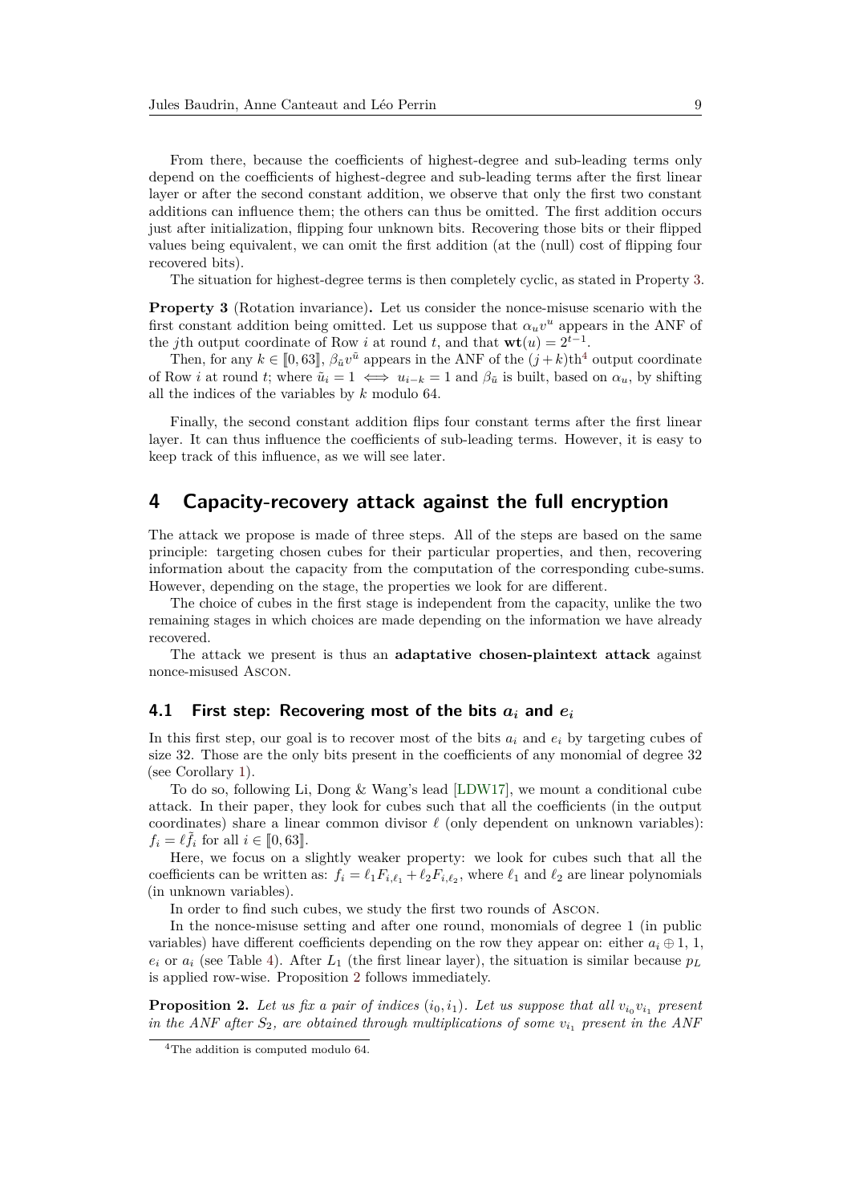From there, because the coefficients of highest-degree and sub-leading terms only depend on the coefficients of highest-degree and sub-leading terms after the first linear layer or after the second constant addition, we observe that only the first two constant additions can influence them; the others can thus be omitted. The first addition occurs just after initialization, flipping four unknown bits. Recovering those bits or their flipped values being equivalent, we can omit the first addition (at the (null) cost of flipping four recovered bits).

The situation for highest-degree terms is then completely cyclic, as stated in Property 3.

**Property 3** (Rotation invariance)**.** Let us consider the nonce-misuse scenario with the first constant addition being omitted. Let us suppose that $\alpha_u v^u$ appears in the ANF of the $j$th output coordinate of Row $i$ at round $t$, and that $\mathbf{wt}(u) = 2^{t-1}$.

Then, for any $k \in [\![0, 63]\!]$, $\beta_{\tilde{u}} v^{\tilde{u}}$ appears in the ANF of the $(j+k)$th[4] output coordinate of Row $i$ at round $t$; where $\tilde{u}_i = 1 \iff u_{i-k} = 1$ and $\beta_{\tilde{u}}$ is built, based on $\alpha_u$, by shifting all the indices of the variables by $k$ modulo 64.

Finally, the second constant addition flips four constant terms after the first linear layer. It can thus influence the coefficients of sub-leading terms. However, it is easy to keep track of this influence, as we will see later.

## 4 Capacity-recovery attack against the full encryption

The attack we propose is made of three steps. All of the steps are based on the same principle: targeting chosen cubes for their particular properties, and then, recovering information about the capacity from the computation of the corresponding cube-sums. However, depending on the stage, the properties we look for are different.

The choice of cubes in the first stage is independent from the capacity, unlike the two remaining stages in which choices are made depending on the information we have already recovered.

The attack we present is thus an **adaptative chosen-plaintext attack** against nonce-misused Ascon.

### 4.1 First step: Recovering most of the bits $a_i$ and $e_i$

In this first step, our goal is to recover most of the bits $a_i$ and $e_i$ by targeting cubes of size 32. Those are the only bits present in the coefficients of any monomial of degree 32 (see Corollary 1).

To do so, following Li, Dong & Wang's lead [LDW17], we mount a conditional cube attack. In their paper, they look for cubes such that all the coefficients (in the output coordinates) share a linear common divisor $\ell$ (only dependent on unknown variables): $f_i = \ell \tilde{f}_i$ for all $i \in [\![0, 63]\!]$.

Here, we focus on a slightly weaker property: we look for cubes such that all the coefficients can be written as: $f_i = \ell_1 F_{i,\ell_1} + \ell_2 F_{i,\ell_2}$, where $\ell_1$ and $\ell_2$ are linear polynomials (in unknown variables).

In order to find such cubes, we study the first two rounds of Ascon.

In the nonce-misuse setting and after one round, monomials of degree 1 (in public variables) have different coefficients depending on the row they appear on: either $a_i \oplus 1$, 1, $e_i$ or $a_i$ (see Table 4). After $L_1$ (the first linear layer), the situation is similar because $p_L$ is applied row-wise. Proposition 2 follows immediately.

**Proposition 2.** *Let us fix a pair of indices $(i_0, i_1)$. Let us suppose that all $v_{i_0} v_{i_1}$ present in the ANF after $S_2$, are obtained through multiplications of some $v_{i_1}$ present in the ANF*

[4] The addition is computed modulo 64.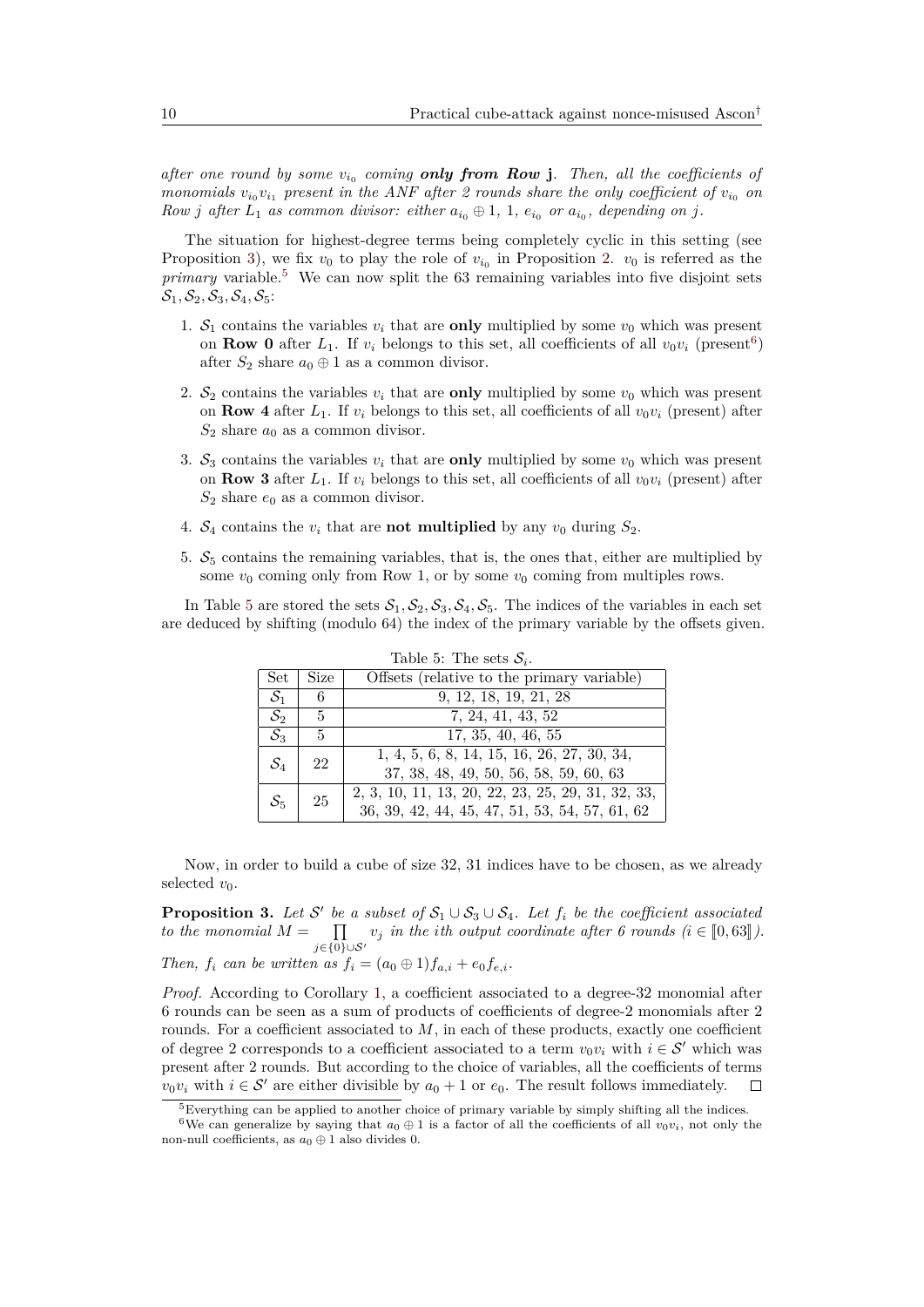*after one round by some $v_{i_0}$ coming **only from Row j**. Then, all the coefficients of monomials $v_{i_0}v_{i_1}$ present in the ANF after 2 rounds share the only coefficient of $v_{i_0}$ on Row j after $L_1$ as common divisor: either $a_{i_0} \oplus 1$, 1, $e_{i_0}$ or $a_{i_0}$, depending on j.*

The situation for highest-degree terms being completely cyclic in this setting (see Proposition 3), we fix $v_0$ to play the role of $v_{i_0}$ in Proposition 2. $v_0$ is referred as the *primary* variable.[5] We can now split the 63 remaining variables into five disjoint sets $\mathcal{S}_1, \mathcal{S}_2, \mathcal{S}_3, \mathcal{S}_4, \mathcal{S}_5$:

1. $\mathcal{S}_1$ contains the variables $v_i$ that are **only** multiplied by some $v_0$ which was present on **Row 0** after $L_1$. If $v_i$ belongs to this set, all coefficients of all $v_0v_i$ (present[6]) after $S_2$ share $a_0 \oplus 1$ as a common divisor.
2. $\mathcal{S}_2$ contains the variables $v_i$ that are **only** multiplied by some $v_0$ which was present on **Row 4** after $L_1$. If $v_i$ belongs to this set, all coefficients of all $v_0v_i$ (present) after $S_2$ share $a_0$ as a common divisor.
3. $\mathcal{S}_3$ contains the variables $v_i$ that are **only** multiplied by some $v_0$ which was present on **Row 3** after $L_1$. If $v_i$ belongs to this set, all coefficients of all $v_0v_i$ (present) after $S_2$ share $e_0$ as a common divisor.
4. $\mathcal{S}_4$ contains the $v_i$ that are **not multiplied** by any $v_0$ during $S_2$.
5. $\mathcal{S}_5$ contains the remaining variables, that is, the ones that, either are multiplied by some $v_0$ coming only from Row 1, or by some $v_0$ coming from multiples rows.

In Table 5 are stored the sets $\mathcal{S}_1, \mathcal{S}_2, \mathcal{S}_3, \mathcal{S}_4, \mathcal{S}_5$. The indices of the variables in each set are deduced by shifting (modulo 64) the index of the primary variable by the offsets given.

Table 5: The sets $\mathcal{S}_i$.

| Set | Size | Offsets (relative to the primary variable) |
|---|---|---|
| $\mathcal{S}_1$ | 6 | 9, 12, 18, 19, 21, 28 |
| $\mathcal{S}_2$ | 5 | 7, 24, 41, 43, 52 |
| $\mathcal{S}_3$ | 5 | 17, 35, 40, 46, 55 |
| $\mathcal{S}_4$ | 22 | 1, 4, 5, 6, 8, 14, 15, 16, 26, 27, 30, 34, 37, 38, 48, 49, 50, 56, 58, 59, 60, 63 |
| $\mathcal{S}_5$ | 25 | 2, 3, 10, 11, 13, 20, 22, 23, 25, 29, 31, 32, 33, 36, 39, 42, 44, 45, 47, 51, 53, 54, 57, 61, 62 |

Now, in order to build a cube of size 32, 31 indices have to be chosen, as we already selected $v_0$.

**Proposition 3.** *Let $\mathcal{S}'$ be a subset of $\mathcal{S}_1 \cup \mathcal{S}_3 \cup \mathcal{S}_4$. Let $f_i$ be the coefficient associated to the monomial $M = \prod_{j \in \{0\} \cup \mathcal{S}'} v_j$ in the ith output coordinate after 6 rounds ($i \in [\![0, 63]\!]$). Then, $f_i$ can be written as $f_i = (a_0 \oplus 1)f_{a,i} + e_0 f_{e,i}$.*

*Proof.* According to Corollary 1, a coefficient associated to a degree-32 monomial after 6 rounds can be seen as a sum of products of coefficients of degree-2 monomials after 2 rounds. For a coefficient associated to $M$, in each of these products, exactly one coefficient of degree 2 corresponds to a coefficient associated to a term $v_0v_i$ with $i \in \mathcal{S}'$ which was present after 2 rounds. But according to the choice of variables, all the coefficients of terms $v_0v_i$ with $i \in \mathcal{S}'$ are either divisible by $a_0 + 1$ or $e_0$. The result follows immediately. □

[5] Everything can be applied to another choice of primary variable by simply shifting all the indices.

[6] We can generalize by saying that $a_0 \oplus 1$ is a factor of all the coefficients of all $v_0v_i$, not only the non-null coefficients, as $a_0 \oplus 1$ also divides 0.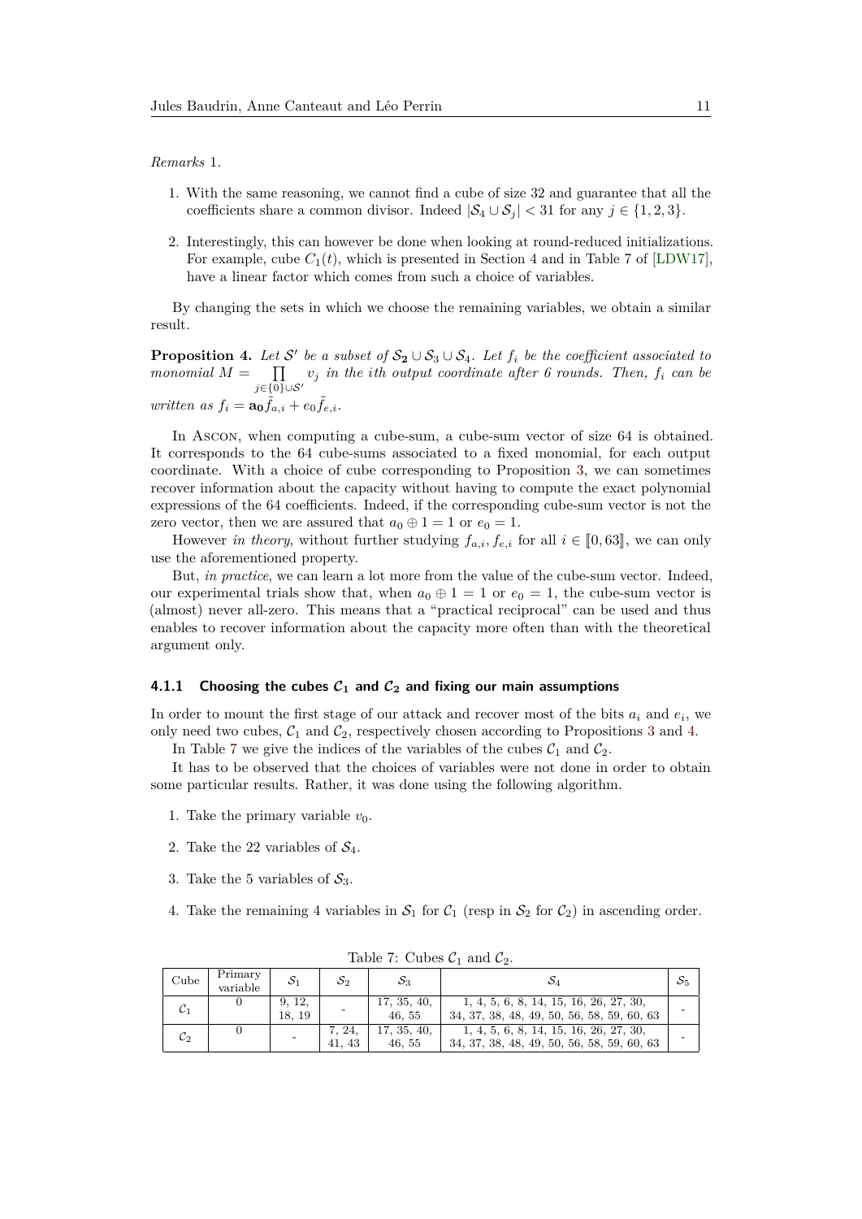*Remarks* 1.

1. With the same reasoning, we cannot find a cube of size 32 and guarantee that all the coefficients share a common divisor. Indeed $|\mathcal{S}_4 \cup \mathcal{S}_j| < 31$ for any $j \in \{1, 2, 3\}$.

2. Interestingly, this can however be done when looking at round-reduced initializations. For example, cube $C_1(t)$, which is presented in Section 4 and in Table 7 of [LDW17], have a linear factor which comes from such a choice of variables.

By changing the sets in which we choose the remaining variables, we obtain a similar result.

**Proposition 4.** *Let $\mathcal{S}'$ be a subset of $\mathcal{S}_\mathbf{2} \cup \mathcal{S}_3 \cup \mathcal{S}_4$. Let $f_i$ be the coefficient associated to monomial $M = \prod_{j \in \{0\} \cup \mathcal{S}'} v_j$ in the ith output coordinate after 6 rounds. Then, $f_i$ can be written as $f_i = \mathbf{a_0} \tilde{f}_{a,i} + e_0 \tilde{f}_{e,i}$.*

In Ascon, when computing a cube-sum, a cube-sum vector of size 64 is obtained. It corresponds to the 64 cube-sums associated to a fixed monomial, for each output coordinate. With a choice of cube corresponding to Proposition 3, we can sometimes recover information about the capacity without having to compute the exact polynomial expressions of the 64 coefficients. Indeed, if the corresponding cube-sum vector is not the zero vector, then we are assured that $a_0 \oplus 1 = 1$ or $e_0 = 1$.

However *in theory*, without further studying $f_{a,i}, f_{e,i}$ for all $i \in [\![0, 63]\!]$, we can only use the aforementioned property.

But, *in practice*, we can learn a lot more from the value of the cube-sum vector. Indeed, our experimental trials show that, when $a_0 \oplus 1 = 1$ or $e_0 = 1$, the cube-sum vector is (almost) never all-zero. This means that a "practical reciprocal" can be used and thus enables to recover information about the capacity more often than with the theoretical argument only.

### 4.1.1 Choosing the cubes $\mathcal{C}_1$ and $\mathcal{C}_2$ and fixing our main assumptions

In order to mount the first stage of our attack and recover most of the bits $a_i$ and $e_i$, we only need two cubes, $\mathcal{C}_1$ and $\mathcal{C}_2$, respectively chosen according to Propositions 3 and 4.

In Table 7 we give the indices of the variables of the cubes $\mathcal{C}_1$ and $\mathcal{C}_2$.

It has to be observed that the choices of variables were not done in order to obtain some particular results. Rather, it was done using the following algorithm.

1. Take the primary variable $v_0$.

2. Take the 22 variables of $\mathcal{S}_4$.

3. Take the 5 variables of $\mathcal{S}_3$.

4. Take the remaining 4 variables in $\mathcal{S}_1$ for $\mathcal{C}_1$ (resp in $\mathcal{S}_2$ for $\mathcal{C}_2$) in ascending order.

Table 7: Cubes $\mathcal{C}_1$ and $\mathcal{C}_2$.

| Cube | Primary variable | $\mathcal{S}_1$ | $\mathcal{S}_2$ | $\mathcal{S}_3$ | $\mathcal{S}_4$ | $\mathcal{S}_5$ |
|---|---|---|---|---|---|---|
| $\mathcal{C}_1$ | 0 | 9, 12, 18, 19 | - | 17, 35, 40, 46, 55 | 1, 4, 5, 6, 8, 14, 15, 16, 26, 27, 30, 34, 37, 38, 48, 49, 50, 56, 58, 59, 60, 63 | - |
| $\mathcal{C}_2$ | 0 | - | 7, 24, 41, 43 | 17, 35, 40, 46, 55 | 1, 4, 5, 6, 8, 14, 15, 16, 26, 27, 30, 34, 37, 38, 48, 49, 50, 56, 58, 59, 60, 63 | - |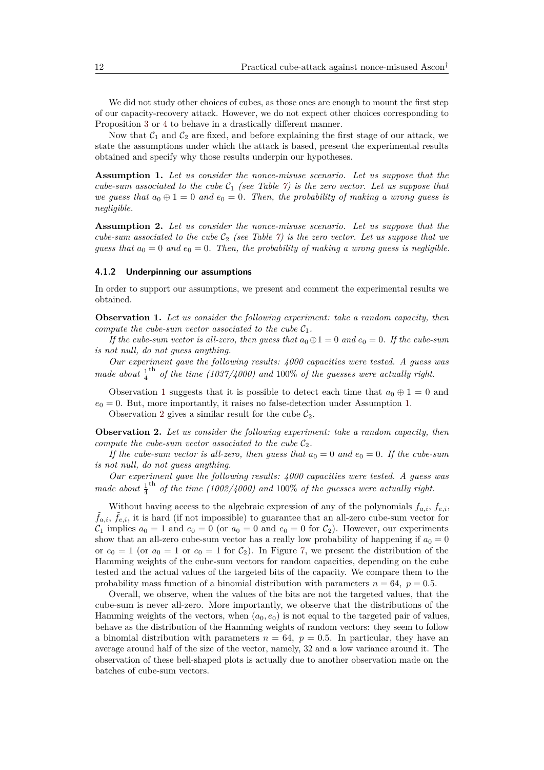We did not study other choices of cubes, as those ones are enough to mount the first step of our capacity-recovery attack. However, we do not expect other choices corresponding to Proposition 3 or 4 to behave in a drastically different manner.

Now that $\mathcal{C}_1$ and $\mathcal{C}_2$ are fixed, and before explaining the first stage of our attack, we state the assumptions under which the attack is based, present the experimental results obtained and specify why those results underpin our hypotheses.

**Assumption 1.** *Let us consider the nonce-misuse scenario. Let us suppose that the cube-sum associated to the cube $\mathcal{C}_1$ (see Table 7) is the zero vector. Let us suppose that we guess that $a_0 \oplus 1 = 0$ and $e_0 = 0$. Then, the probability of making a wrong guess is negligible.*

**Assumption 2.** *Let us consider the nonce-misuse scenario. Let us suppose that the cube-sum associated to the cube $\mathcal{C}_2$ (see Table 7) is the zero vector. Let us suppose that we guess that $a_0 = 0$ and $e_0 = 0$. Then, the probability of making a wrong guess is negligible.*

### 4.1.2 Underpinning our assumptions

In order to support our assumptions, we present and comment the experimental results we obtained.

**Observation 1.** *Let us consider the following experiment: take a random capacity, then compute the cube-sum vector associated to the cube $\mathcal{C}_1$.*

*If the cube-sum vector is all-zero, then guess that $a_0 \oplus 1 = 0$ and $e_0 = 0$. If the cube-sum is not null, do not guess anything.*

*Our experiment gave the following results: 4000 capacities were tested. A guess was made about $\frac{1}{4}^{\text{th}}$ of the time (1037/4000) and 100% of the guesses were actually right.*

Observation 1 suggests that it is possible to detect each time that $a_0 \oplus 1 = 0$ and $e_0 = 0$. But, more importantly, it raises no false-detection under Assumption 1.

Observation 2 gives a similar result for the cube $\mathcal{C}_2$.

**Observation 2.** *Let us consider the following experiment: take a random capacity, then compute the cube-sum vector associated to the cube $\mathcal{C}_2$.*

*If the cube-sum vector is all-zero, then guess that $a_0 = 0$ and $e_0 = 0$. If the cube-sum is not null, do not guess anything.*

*Our experiment gave the following results: 4000 capacities were tested. A guess was made about $\frac{1}{4}^{\text{th}}$ of the time (1002/4000) and 100% of the guesses were actually right.*

Without having access to the algebraic expression of any of the polynomials $f_{a,i}$, $f_{e,i}$, $\tilde{f}_{a,i}$, $\tilde{f}_{e,i}$, it is hard (if not impossible) to guarantee that an all-zero cube-sum vector for $\mathcal{C}_1$ implies $a_0 = 1$ and $e_0 = 0$ (or $a_0 = 0$ and $e_0 = 0$ for $\mathcal{C}_2$). However, our experiments show that an all-zero cube-sum vector has a really low probability of happening if $a_0 = 0$ or $e_0 = 1$ (or $a_0 = 1$ or $e_0 = 1$ for $\mathcal{C}_2$). In Figure 7, we present the distribution of the Hamming weights of the cube-sum vectors for random capacities, depending on the cube tested and the actual values of the targeted bits of the capacity. We compare them to the probability mass function of a binomial distribution with parameters $n = 64,\ p = 0.5$.

Overall, we observe, when the values of the bits are not the targeted values, that the cube-sum is never all-zero. More importantly, we observe that the distributions of the Hamming weights of the vectors, when $(a_0, e_0)$ is not equal to the targeted pair of values, behave as the distribution of the Hamming weights of random vectors: they seem to follow a binomial distribution with parameters $n = 64,\ p = 0.5$. In particular, they have an average around half of the size of the vector, namely, 32 and a low variance around it. The observation of these bell-shaped plots is actually due to another observation made on the batches of cube-sum vectors.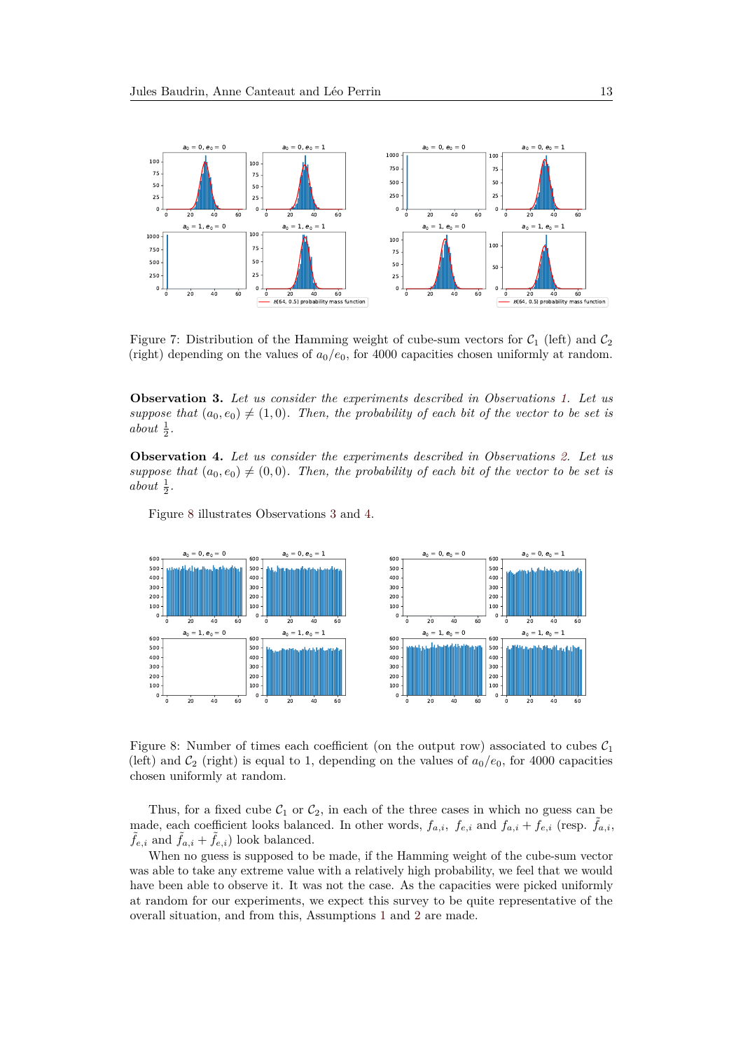$a_0 = 0, e_0 = 0$

$a_0 = 0, e_0 = 1$

$a_0 = 1, e_0 = 0$

$a_0 = 1, e_0 = 1$

$\mathcal{B}(64, 0.5)$ probability mass function

$a_0 = 0, e_0 = 0$

$a_0 = 0, e_0 = 1$

$a_0 = 1, e_0 = 0$

$a_0 = 1, e_0 = 1$

$\mathcal{B}(64, 0.5)$ probability mass function

Figure 7: Distribution of the Hamming weight of cube-sum vectors for $\mathcal{C}_1$ (left) and $\mathcal{C}_2$ (right) depending on the values of $a_0/e_0$, for 4000 capacities chosen uniformly at random.

**Observation 3.** *Let us consider the experiments described in Observations 1. Let us suppose that* $(a_0, e_0) \neq (1, 0)$*. Then, the probability of each bit of the vector to be set is about* $\frac{1}{2}$*.*

**Observation 4.** *Let us consider the experiments described in Observations 2. Let us suppose that* $(a_0, e_0) \neq (0, 0)$*. Then, the probability of each bit of the vector to be set is about* $\frac{1}{2}$*.*

Figure 8 illustrates Observations 3 and 4.

$a_0 = 0, e_0 = 0$

$a_0 = 0, e_0 = 1$

$a_0 = 1, e_0 = 0$

$a_0 = 1, e_0 = 1$

$a_0 = 0, e_0 = 0$

$a_0 = 0, e_0 = 1$

$a_0 = 1, e_0 = 0$

$a_0 = 1, e_0 = 1$

Figure 8: Number of times each coefficient (on the output row) associated to cubes $\mathcal{C}_1$ (left) and $\mathcal{C}_2$ (right) is equal to 1, depending on the values of $a_0/e_0$, for 4000 capacities chosen uniformly at random.

Thus, for a fixed cube $\mathcal{C}_1$ or $\mathcal{C}_2$, in each of the three cases in which no guess can be made, each coefficient looks balanced. In other words, $f_{a,i}$, $f_{e,i}$ and $f_{a,i} + f_{e,i}$ (resp. $\tilde{f}_{a,i}$, $\tilde{f}_{e,i}$ and $\tilde{f}_{a,i} + \tilde{f}_{e,i}$) look balanced.

When no guess is supposed to be made, if the Hamming weight of the cube-sum vector was able to take any extreme value with a relatively high probability, we feel that we would have been able to observe it. It was not the case. As the capacities were picked uniformly at random for our experiments, we expect this survey to be quite representative of the overall situation, and from this, Assumptions 1 and 2 are made.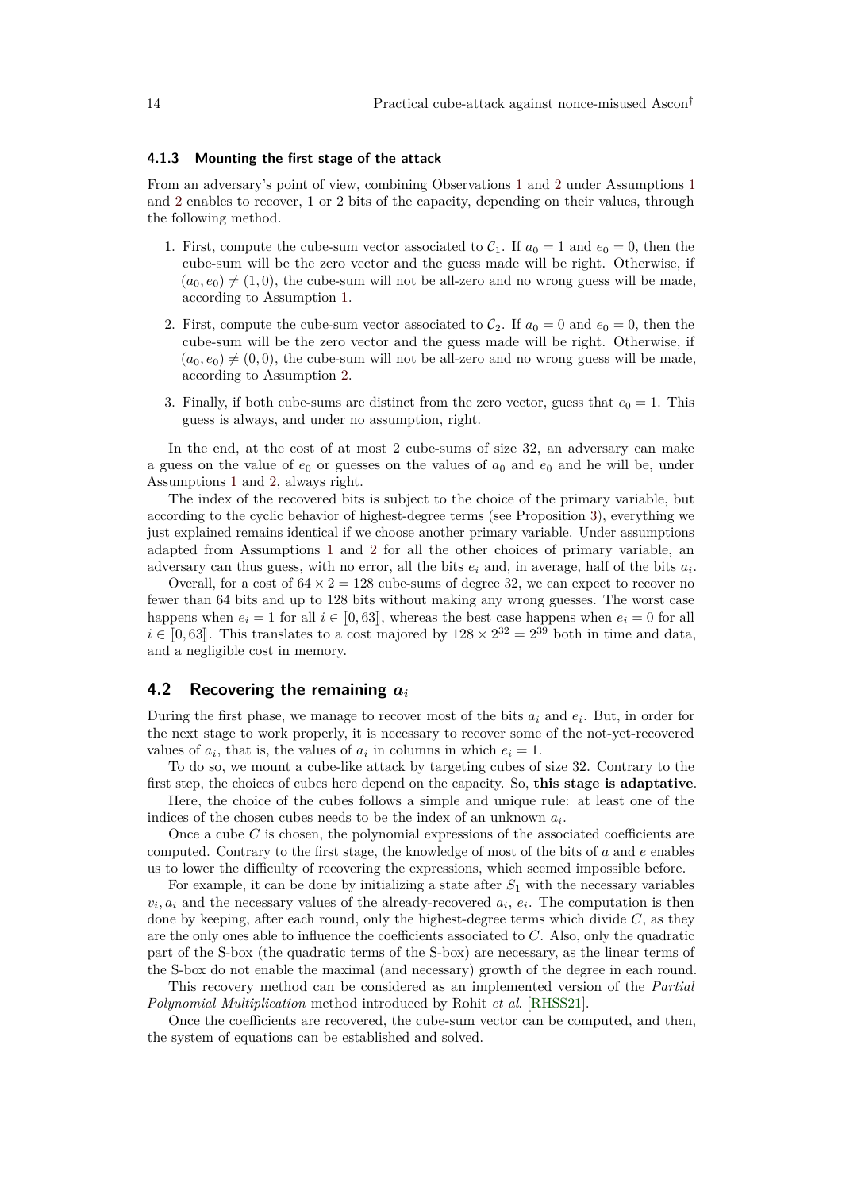### 4.1.3 Mounting the first stage of the attack

From an adversary's point of view, combining Observations 1 and 2 under Assumptions 1 and 2 enables to recover, 1 or 2 bits of the capacity, depending on their values, through the following method.

1. First, compute the cube-sum vector associated to $\mathcal{C}_1$. If $a_0 = 1$ and $e_0 = 0$, then the cube-sum will be the zero vector and the guess made will be right. Otherwise, if $(a_0, e_0) \neq (1, 0)$, the cube-sum will not be all-zero and no wrong guess will be made, according to Assumption 1.
2. First, compute the cube-sum vector associated to $\mathcal{C}_2$. If $a_0 = 0$ and $e_0 = 0$, then the cube-sum will be the zero vector and the guess made will be right. Otherwise, if $(a_0, e_0) \neq (0, 0)$, the cube-sum will not be all-zero and no wrong guess will be made, according to Assumption 2.
3. Finally, if both cube-sums are distinct from the zero vector, guess that $e_0 = 1$. This guess is always, and under no assumption, right.

In the end, at the cost of at most 2 cube-sums of size 32, an adversary can make a guess on the value of $e_0$ or guesses on the values of $a_0$ and $e_0$ and he will be, under Assumptions 1 and 2, always right.

The index of the recovered bits is subject to the choice of the primary variable, but according to the cyclic behavior of highest-degree terms (see Proposition 3), everything we just explained remains identical if we choose another primary variable. Under assumptions adapted from Assumptions 1 and 2 for all the other choices of primary variable, an adversary can thus guess, with no error, all the bits $e_i$ and, in average, half of the bits $a_i$.

Overall, for a cost of $64 \times 2 = 128$ cube-sums of degree 32, we can expect to recover no fewer than 64 bits and up to 128 bits without making any wrong guesses. The worst case happens when $e_i = 1$ for all $i \in [\![0, 63]\!]$, whereas the best case happens when $e_i = 0$ for all $i \in [\![0, 63]\!]$. This translates to a cost majored by $128 \times 2^{32} = 2^{39}$ both in time and data, and a negligible cost in memory.

## 4.2 Recovering the remaining $a_i$

During the first phase, we manage to recover most of the bits $a_i$ and $e_i$. But, in order for the next stage to work properly, it is necessary to recover some of the not-yet-recovered values of $a_i$, that is, the values of $a_i$ in columns in which $e_i = 1$.

To do so, we mount a cube-like attack by targeting cubes of size 32. Contrary to the first step, the choices of cubes here depend on the capacity. So, **this stage is adaptative**.

Here, the choice of the cubes follows a simple and unique rule: at least one of the indices of the chosen cubes needs to be the index of an unknown $a_i$.

Once a cube $C$ is chosen, the polynomial expressions of the associated coefficients are computed. Contrary to the first stage, the knowledge of most of the bits of $a$ and $e$ enables us to lower the difficulty of recovering the expressions, which seemed impossible before.

For example, it can be done by initializing a state after $S_1$ with the necessary variables $v_i, a_i$ and the necessary values of the already-recovered $a_i$, $e_i$. The computation is then done by keeping, after each round, only the highest-degree terms which divide $C$, as they are the only ones able to influence the coefficients associated to $C$. Also, only the quadratic part of the S-box (the quadratic terms of the S-box) are necessary, as the linear terms of the S-box do not enable the maximal (and necessary) growth of the degree in each round.

This recovery method can be considered as an implemented version of the *Partial Polynomial Multiplication* method introduced by Rohit *et al.* [RHSS21].

Once the coefficients are recovered, the cube-sum vector can be computed, and then, the system of equations can be established and solved.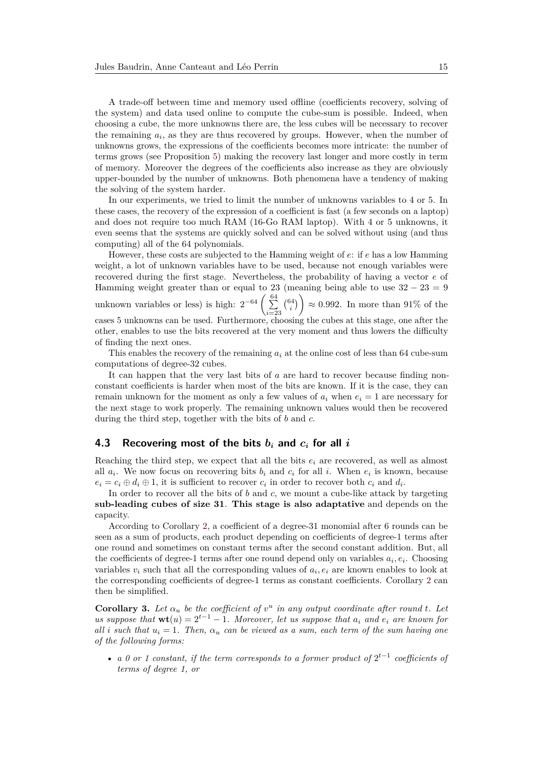A trade-off between time and memory used offline (coefficients recovery, solving of the system) and data used online to compute the cube-sum is possible. Indeed, when choosing a cube, the more unknowns there are, the less cubes will be necessary to recover the remaining $a_i$, as they are thus recovered by groups. However, when the number of unknowns grows, the expressions of the coefficients becomes more intricate: the number of terms grows (see Proposition 5) making the recovery last longer and more costly in term of memory. Moreover the degrees of the coefficients also increase as they are obviously upper-bounded by the number of unknowns. Both phenomena have a tendency of making the solving of the system harder.

In our experiments, we tried to limit the number of unknowns variables to 4 or 5. In these cases, the recovery of the expression of a coefficient is fast (a few seconds on a laptop) and does not require too much RAM (16-Go RAM laptop). With 4 or 5 unknowns, it even seems that the systems are quickly solved and can be solved without using (and thus computing) all of the 64 polynomials.

However, these costs are subjected to the Hamming weight of $e$: if $e$ has a low Hamming weight, a lot of unknown variables have to be used, because not enough variables were recovered during the first stage. Nevertheless, the probability of having a vector $e$ of Hamming weight greater than or equal to 23 (meaning being able to use $32 - 23 = 9$ unknown variables or less) is high: $2^{-64}\left(\sum_{i=23}^{64}\binom{64}{i}\right) \approx 0.992$. In more than 91% of the cases 5 unknowns can be used. Furthermore, choosing the cubes at this stage, one after the other, enables to use the bits recovered at the very moment and thus lowers the difficulty of finding the next ones.

This enables the recovery of the remaining $a_i$ at the online cost of less than 64 cube-sum computations of degree-32 cubes.

It can happen that the very last bits of $a$ are hard to recover because finding non-constant coefficients is harder when most of the bits are known. If it is the case, they can remain unknown for the moment as only a few values of $a_i$ when $e_i = 1$ are necessary for the next stage to work properly. The remaining unknown values would then be recovered during the third step, together with the bits of $b$ and $c$.

## 4.3 Recovering most of the bits $b_i$ and $c_i$ for all $i$

Reaching the third step, we expect that all the bits $e_i$ are recovered, as well as almost all $a_i$. We now focus on recovering bits $b_i$ and $c_i$ for all $i$. When $e_i$ is known, because $e_i = c_i \oplus d_i \oplus 1$, it is sufficient to recover $c_i$ in order to recover both $c_i$ and $d_i$.

In order to recover all the bits of $b$ and $c$, we mount a cube-like attack by targeting **sub-leading cubes of size 31**. **This stage is also adaptative** and depends on the capacity.

According to Corollary 2, a coefficient of a degree-31 monomial after 6 rounds can be seen as a sum of products, each product depending on coefficients of degree-1 terms after one round and sometimes on constant terms after the second constant addition. But, all the coefficients of degree-1 terms after one round depend only on variables $a_i, e_i$. Choosing variables $v_i$ such that all the corresponding values of $a_i, e_i$ are known enables to look at the corresponding coefficients of degree-1 terms as constant coefficients. Corollary 2 can then be simplified.

**Corollary 3.** *Let $\alpha_u$ be the coefficient of $v^u$ in any output coordinate after round $t$. Let us suppose that $\mathbf{wt}(u) = 2^{t-1} - 1$. Moreover, let us suppose that $a_i$ and $e_i$ are known for all $i$ such that $u_i = 1$. Then, $\alpha_u$ can be viewed as a sum, each term of the sum having one of the following forms:*

- *a 0 or 1 constant, if the term corresponds to a former product of $2^{t-1}$ coefficients of terms of degree 1, or*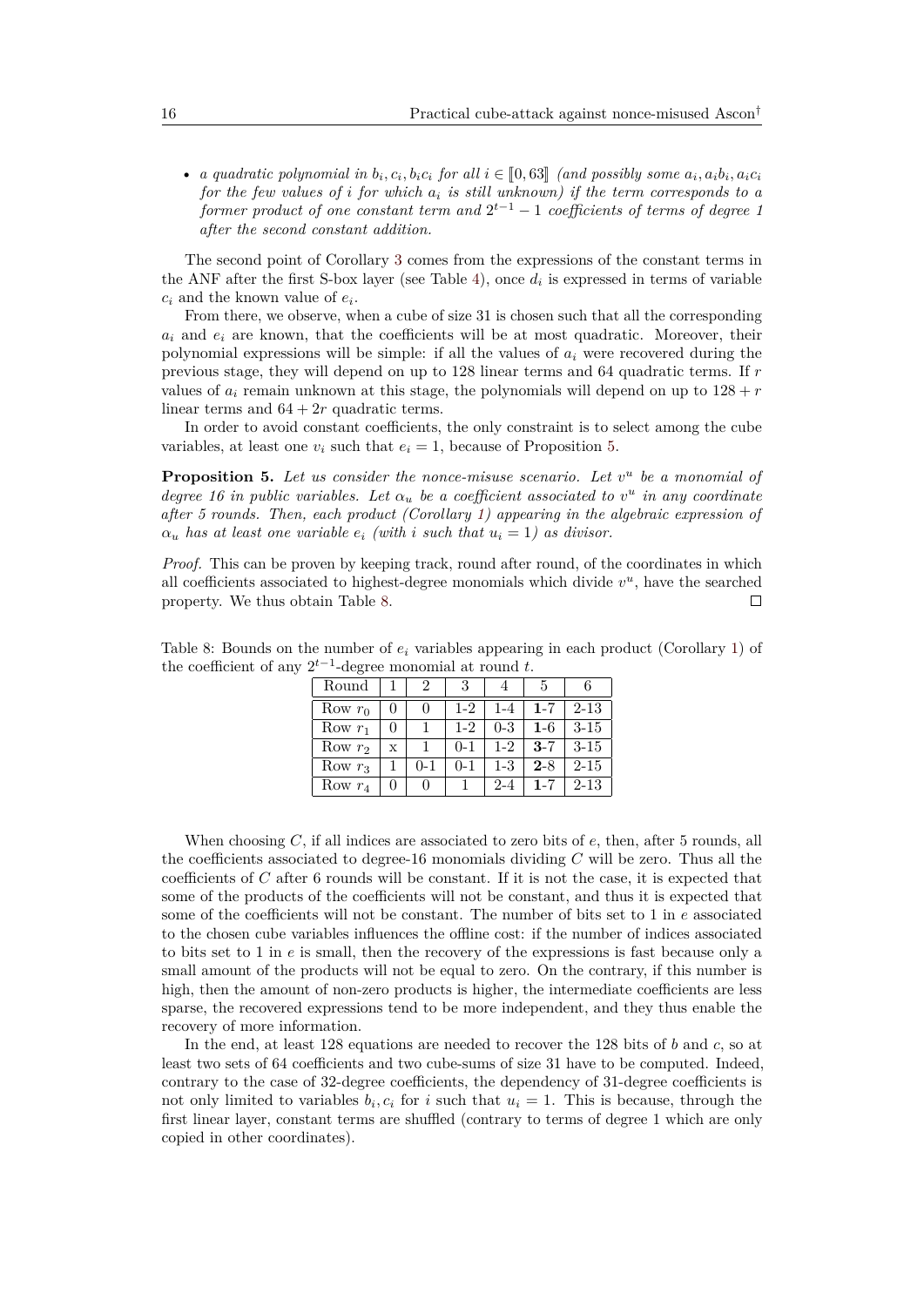- *a quadratic polynomial in $b_i, c_i, b_ic_i$ for all $i \in [\![0, 63]\!]$ (and possibly some $a_i, a_ib_i, a_ic_i$ for the few values of $i$ for which $a_i$ is still unknown) if the term corresponds to a former product of one constant term and $2^{t-1} - 1$ coefficients of terms of degree 1 after the second constant addition.*

The second point of Corollary 3 comes from the expressions of the constant terms in the ANF after the first S-box layer (see Table 4), once $d_i$ is expressed in terms of variable $c_i$ and the known value of $e_i$.

From there, we observe, when a cube of size 31 is chosen such that all the corresponding $a_i$ and $e_i$ are known, that the coefficients will be at most quadratic. Moreover, their polynomial expressions will be simple: if all the values of $a_i$ were recovered during the previous stage, they will depend on up to 128 linear terms and 64 quadratic terms. If $r$ values of $a_i$ remain unknown at this stage, the polynomials will depend on up to $128 + r$ linear terms and $64 + 2r$ quadratic terms.

In order to avoid constant coefficients, the only constraint is to select among the cube variables, at least one $v_i$ such that $e_i = 1$, because of Proposition 5.

**Proposition 5.** *Let us consider the nonce-misuse scenario. Let $v^u$ be a monomial of degree 16 in public variables. Let $\alpha_u$ be a coefficient associated to $v^u$ in any coordinate after 5 rounds. Then, each product (Corollary 1) appearing in the algebraic expression of $\alpha_u$ has at least one variable $e_i$ (with $i$ such that $u_i = 1$) as divisor.*

*Proof.* This can be proven by keeping track, round after round, of the coordinates in which all coefficients associated to highest-degree monomials which divide $v^u$, have the searched property. We thus obtain Table 8. □

Table 8: Bounds on the number of $e_i$ variables appearing in each product (Corollary 1) of the coefficient of any $2^{t-1}$-degree monomial at round $t$.

| Round | 1 | 2 | 3 | 4 | 5 | 6 |
|---|---|---|---|---|---|---|
| Row $r_0$ | 0 | 0 | 1-2 | 1-4 | **1**-7 | 2-13 |
| Row $r_1$ | 0 | 1 | 1-2 | 0-3 | **1**-6 | 3-15 |
| Row $r_2$ | x | 1 | 0-1 | 1-2 | **3**-7 | 3-15 |
| Row $r_3$ | 1 | 0-1 | 0-1 | 1-3 | **2**-8 | 2-15 |
| Row $r_4$ | 0 | 0 | 1 | 2-4 | **1**-7 | 2-13 |

When choosing $C$, if all indices are associated to zero bits of $e$, then, after 5 rounds, all the coefficients associated to degree-16 monomials dividing $C$ will be zero. Thus all the coefficients of $C$ after 6 rounds will be constant. If it is not the case, it is expected that some of the products of the coefficients will not be constant, and thus it is expected that some of the coefficients will not be constant. The number of bits set to 1 in $e$ associated to the chosen cube variables influences the offline cost: if the number of indices associated to bits set to 1 in $e$ is small, then the recovery of the expressions is fast because only a small amount of the products will not be equal to zero. On the contrary, if this number is high, then the amount of non-zero products is higher, the intermediate coefficients are less sparse, the recovered expressions tend to be more independent, and they thus enable the recovery of more information.

In the end, at least 128 equations are needed to recover the 128 bits of $b$ and $c$, so at least two sets of 64 coefficients and two cube-sums of size 31 have to be computed. Indeed, contrary to the case of 32-degree coefficients, the dependency of 31-degree coefficients is not only limited to variables $b_i, c_i$ for $i$ such that $u_i = 1$. This is because, through the first linear layer, constant terms are shuffled (contrary to terms of degree 1 which are only copied in other coordinates).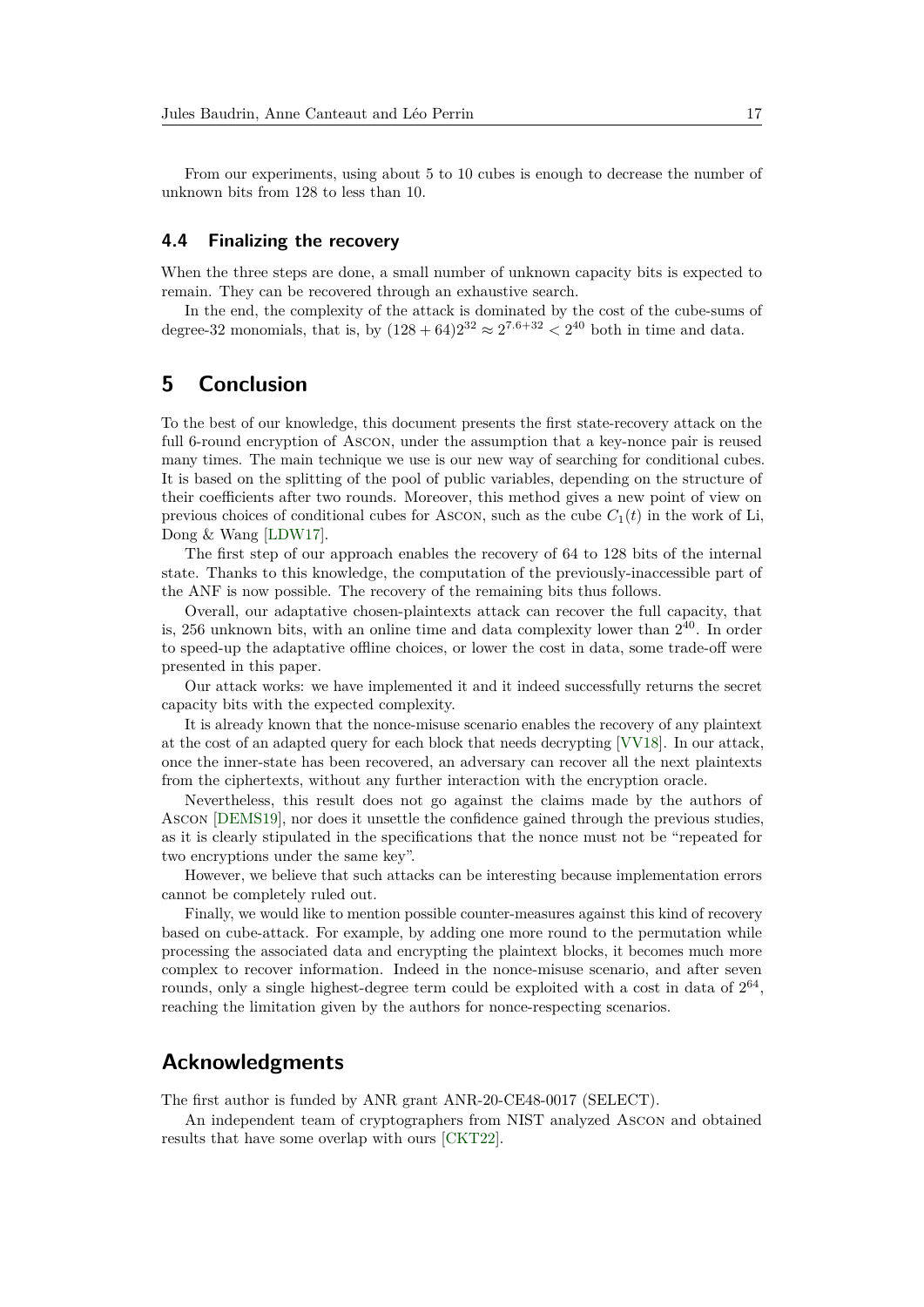From our experiments, using about 5 to 10 cubes is enough to decrease the number of unknown bits from 128 to less than 10.

### 4.4 Finalizing the recovery

When the three steps are done, a small number of unknown capacity bits is expected to remain. They can be recovered through an exhaustive search.

In the end, the complexity of the attack is dominated by the cost of the cube-sums of degree-32 monomials, that is, by $(128 + 64)2^{32} \approx 2^{7.6+32} < 2^{40}$ both in time and data.

## 5 Conclusion

To the best of our knowledge, this document presents the first state-recovery attack on the full 6-round encryption of Ascon, under the assumption that a key-nonce pair is reused many times. The main technique we use is our new way of searching for conditional cubes. It is based on the splitting of the pool of public variables, depending on the structure of their coefficients after two rounds. Moreover, this method gives a new point of view on previous choices of conditional cubes for Ascon, such as the cube $C_1(t)$ in the work of Li, Dong & Wang [LDW17].

The first step of our approach enables the recovery of 64 to 128 bits of the internal state. Thanks to this knowledge, the computation of the previously-inaccessible part of the ANF is now possible. The recovery of the remaining bits thus follows.

Overall, our adaptative chosen-plaintexts attack can recover the full capacity, that is, 256 unknown bits, with an online time and data complexity lower than $2^{40}$. In order to speed-up the adaptative offline choices, or lower the cost in data, some trade-off were presented in this paper.

Our attack works: we have implemented it and it indeed successfully returns the secret capacity bits with the expected complexity.

It is already known that the nonce-misuse scenario enables the recovery of any plaintext at the cost of an adapted query for each block that needs decrypting [VV18]. In our attack, once the inner-state has been recovered, an adversary can recover all the next plaintexts from the ciphertexts, without any further interaction with the encryption oracle.

Nevertheless, this result does not go against the claims made by the authors of Ascon [DEMS19], nor does it unsettle the confidence gained through the previous studies, as it is clearly stipulated in the specifications that the nonce must not be "repeated for two encryptions under the same key".

However, we believe that such attacks can be interesting because implementation errors cannot be completely ruled out.

Finally, we would like to mention possible counter-measures against this kind of recovery based on cube-attack. For example, by adding one more round to the permutation while processing the associated data and encrypting the plaintext blocks, it becomes much more complex to recover information. Indeed in the nonce-misuse scenario, and after seven rounds, only a single highest-degree term could be exploited with a cost in data of $2^{64}$, reaching the limitation given by the authors for nonce-respecting scenarios.

## Acknowledgments

The first author is funded by ANR grant ANR-20-CE48-0017 (SELECT).

An independent team of cryptographers from NIST analyzed Ascon and obtained results that have some overlap with ours [CKT22].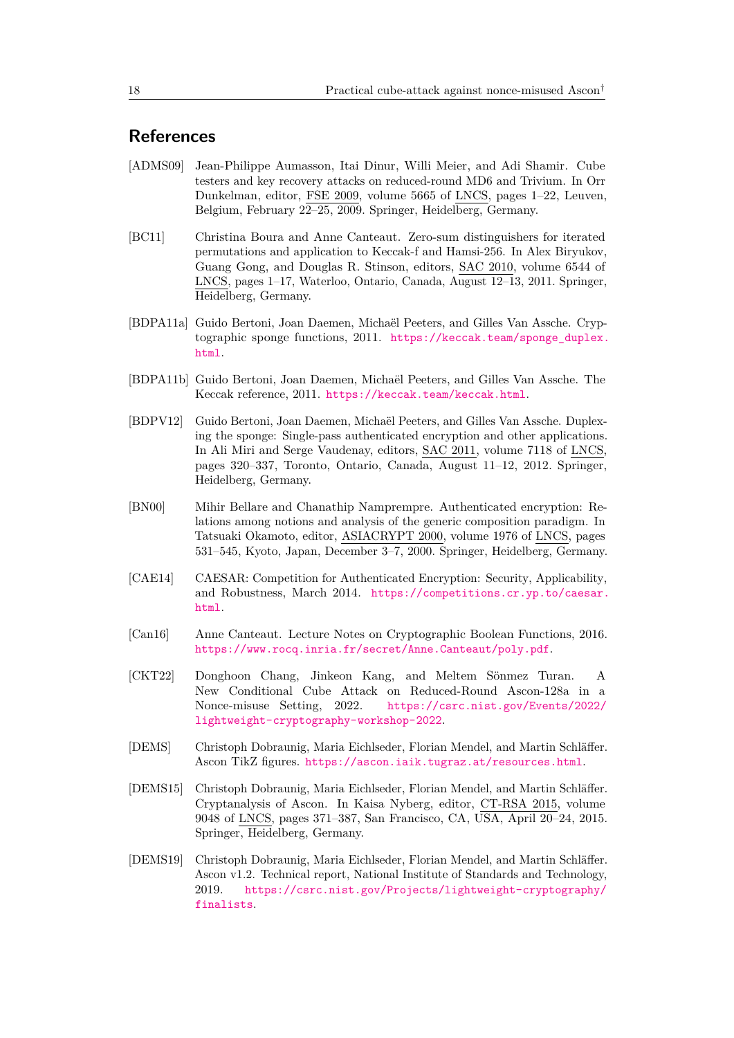## References

[ADMS09] Jean-Philippe Aumasson, Itai Dinur, Willi Meier, and Adi Shamir. Cube testers and key recovery attacks on reduced-round MD6 and Trivium. In Orr Dunkelman, editor, FSE 2009, volume 5665 of LNCS, pages 1–22, Leuven, Belgium, February 22–25, 2009. Springer, Heidelberg, Germany.

[BC11] Christina Boura and Anne Canteaut. Zero-sum distinguishers for iterated permutations and application to Keccak-f and Hamsi-256. In Alex Biryukov, Guang Gong, and Douglas R. Stinson, editors, SAC 2010, volume 6544 of LNCS, pages 1–17, Waterloo, Ontario, Canada, August 12–13, 2011. Springer, Heidelberg, Germany.

[BDPA11a] Guido Bertoni, Joan Daemen, Michaël Peeters, and Gilles Van Assche. Cryptographic sponge functions, 2011. https://keccak.team/sponge_duplex.html.

[BDPA11b] Guido Bertoni, Joan Daemen, Michaël Peeters, and Gilles Van Assche. The Keccak reference, 2011. https://keccak.team/keccak.html.

[BDPV12] Guido Bertoni, Joan Daemen, Michaël Peeters, and Gilles Van Assche. Duplexing the sponge: Single-pass authenticated encryption and other applications. In Ali Miri and Serge Vaudenay, editors, SAC 2011, volume 7118 of LNCS, pages 320–337, Toronto, Ontario, Canada, August 11–12, 2012. Springer, Heidelberg, Germany.

[BN00] Mihir Bellare and Chanathip Namprempre. Authenticated encryption: Relations among notions and analysis of the generic composition paradigm. In Tatsuaki Okamoto, editor, ASIACRYPT 2000, volume 1976 of LNCS, pages 531–545, Kyoto, Japan, December 3–7, 2000. Springer, Heidelberg, Germany.

[CAE14] CAESAR: Competition for Authenticated Encryption: Security, Applicability, and Robustness, March 2014. https://competitions.cr.yp.to/caesar.html.

[Can16] Anne Canteaut. Lecture Notes on Cryptographic Boolean Functions, 2016. https://www.rocq.inria.fr/secret/Anne.Canteaut/poly.pdf.

[CKT22] Donghoon Chang, Jinkeon Kang, and Meltem Sönmez Turan. A New Conditional Cube Attack on Reduced-Round Ascon-128a in a Nonce-misuse Setting, 2022. https://csrc.nist.gov/Events/2022/lightweight-cryptography-workshop-2022.

[DEMS] Christoph Dobraunig, Maria Eichlseder, Florian Mendel, and Martin Schläffer. Ascon TikZ figures. https://ascon.iaik.tugraz.at/resources.html.

[DEMS15] Christoph Dobraunig, Maria Eichlseder, Florian Mendel, and Martin Schläffer. Cryptanalysis of Ascon. In Kaisa Nyberg, editor, CT-RSA 2015, volume 9048 of LNCS, pages 371–387, San Francisco, CA, USA, April 20–24, 2015. Springer, Heidelberg, Germany.

[DEMS19] Christoph Dobraunig, Maria Eichlseder, Florian Mendel, and Martin Schläffer. Ascon v1.2. Technical report, National Institute of Standards and Technology, 2019. https://csrc.nist.gov/Projects/lightweight-cryptography/finalists.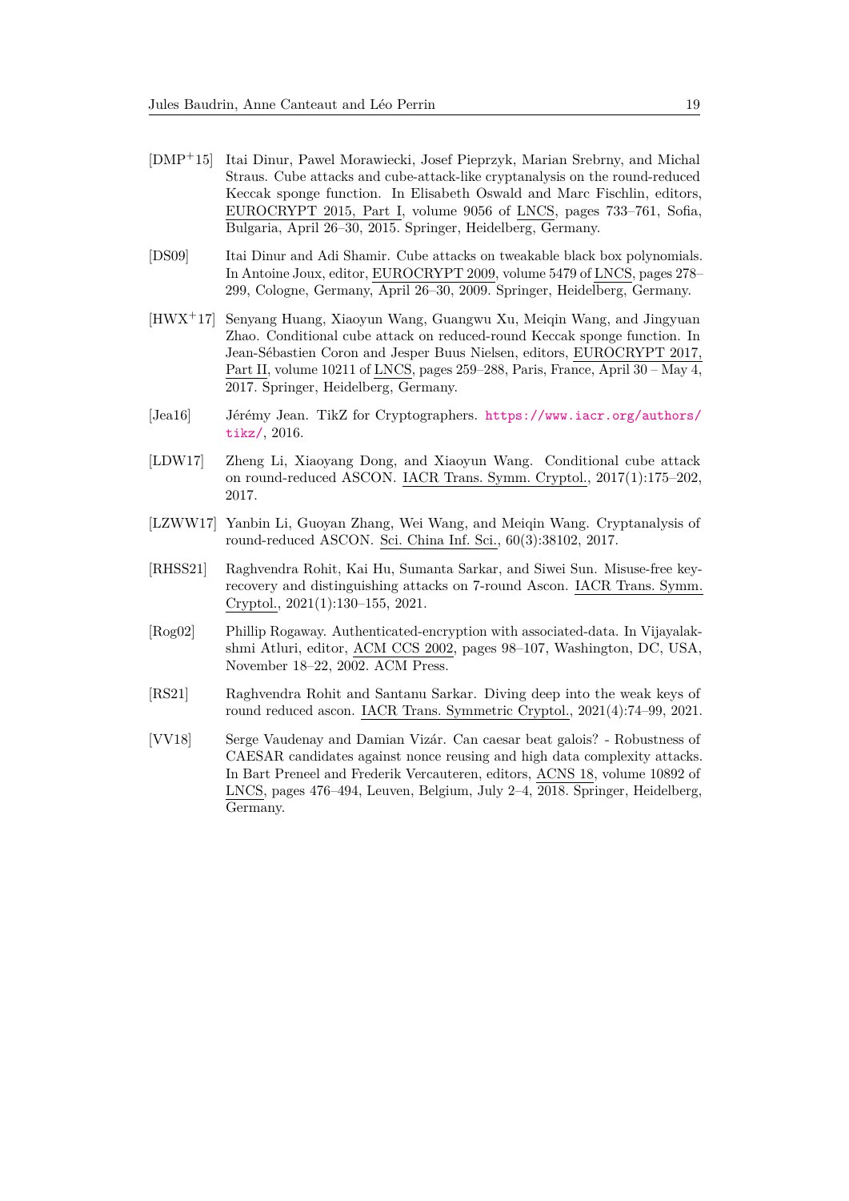[DMP+15] Itai Dinur, Pawel Morawiecki, Josef Pieprzyk, Marian Srebrny, and Michal Straus. Cube attacks and cube-attack-like cryptanalysis on the round-reduced Keccak sponge function. In Elisabeth Oswald and Marc Fischlin, editors, EUROCRYPT 2015, Part I, volume 9056 of LNCS, pages 733–761, Sofia, Bulgaria, April 26–30, 2015. Springer, Heidelberg, Germany.

[DS09] Itai Dinur and Adi Shamir. Cube attacks on tweakable black box polynomials. In Antoine Joux, editor, EUROCRYPT 2009, volume 5479 of LNCS, pages 278–299, Cologne, Germany, April 26–30, 2009. Springer, Heidelberg, Germany.

[HWX+17] Senyang Huang, Xiaoyun Wang, Guangwu Xu, Meiqin Wang, and Jingyuan Zhao. Conditional cube attack on reduced-round Keccak sponge function. In Jean-Sébastien Coron and Jesper Buus Nielsen, editors, EUROCRYPT 2017, Part II, volume 10211 of LNCS, pages 259–288, Paris, France, April 30 – May 4, 2017. Springer, Heidelberg, Germany.

[Jea16] Jérémy Jean. TikZ for Cryptographers. https://www.iacr.org/authors/tikz/, 2016.

[LDW17] Zheng Li, Xiaoyang Dong, and Xiaoyun Wang. Conditional cube attack on round-reduced ASCON. IACR Trans. Symm. Cryptol., 2017(1):175–202, 2017.

[LZWW17] Yanbin Li, Guoyan Zhang, Wei Wang, and Meiqin Wang. Cryptanalysis of round-reduced ASCON. Sci. China Inf. Sci., 60(3):38102, 2017.

[RHSS21] Raghvendra Rohit, Kai Hu, Sumanta Sarkar, and Siwei Sun. Misuse-free key-recovery and distinguishing attacks on 7-round Ascon. IACR Trans. Symm. Cryptol., 2021(1):130–155, 2021.

[Rog02] Phillip Rogaway. Authenticated-encryption with associated-data. In Vijayalakshmi Atluri, editor, ACM CCS 2002, pages 98–107, Washington, DC, USA, November 18–22, 2002. ACM Press.

[RS21] Raghvendra Rohit and Santanu Sarkar. Diving deep into the weak keys of round reduced ascon. IACR Trans. Symmetric Cryptol., 2021(4):74–99, 2021.

[VV18] Serge Vaudenay and Damian Vizár. Can caesar beat galois? - Robustness of CAESAR candidates against nonce reusing and high data complexity attacks. In Bart Preneel and Frederik Vercauteren, editors, ACNS 18, volume 10892 of LNCS, pages 476–494, Leuven, Belgium, July 2–4, 2018. Springer, Heidelberg, Germany.